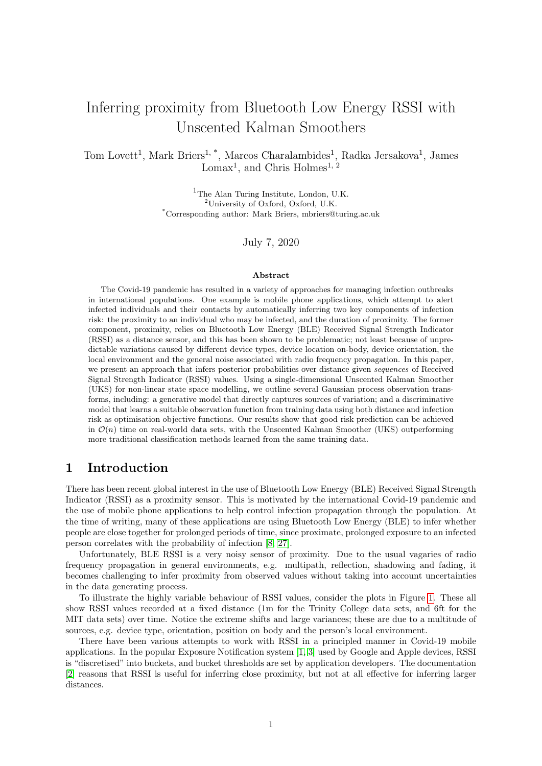# Inferring proximity from Bluetooth Low Energy RSSI with Unscented Kalman Smoothers

Tom Lovett[1], Mark Briers[1, *], Marcos Charalambides[1], Radka Jersakova[1], James Lomax[1], and Chris Holmes[1, 2]

[1]The Alan Turing Institute, London, U.K.
[2]University of Oxford, Oxford, U.K.
[*]Corresponding author: Mark Briers, mbriers@turing.ac.uk

July 7, 2020

### Abstract

The Covid-19 pandemic has resulted in a variety of approaches for managing infection outbreaks in international populations. One example is mobile phone applications, which attempt to alert infected individuals and their contacts by automatically inferring two key components of infection risk: the proximity to an individual who may be infected, and the duration of proximity. The former component, proximity, relies on Bluetooth Low Energy (BLE) Received Signal Strength Indicator (RSSI) as a distance sensor, and this has been shown to be problematic; not least because of unpredictable variations caused by different device types, device location on-body, device orientation, the local environment and the general noise associated with radio frequency propagation. In this paper, we present an approach that infers posterior probabilities over distance given *sequences* of Received Signal Strength Indicator (RSSI) values. Using a single-dimensional Unscented Kalman Smoother (UKS) for non-linear state space modelling, we outline several Gaussian process observation transforms, including: a generative model that directly captures sources of variation; and a discriminative model that learns a suitable observation function from training data using both distance and infection risk as optimisation objective functions. Our results show that good risk prediction can be achieved in $\mathcal{O}(n)$ time on real-world data sets, with the Unscented Kalman Smoother (UKS) outperforming more traditional classification methods learned from the same training data.

## 1 Introduction

There has been recent global interest in the use of Bluetooth Low Energy (BLE) Received Signal Strength Indicator (RSSI) as a proximity sensor. This is motivated by the international Covid-19 pandemic and the use of mobile phone applications to help control infection propagation through the population. At the time of writing, many of these applications are using Bluetooth Low Energy (BLE) to infer whether people are close together for prolonged periods of time, since proximate, prolonged exposure to an infected person correlates with the probability of infection [8, 27].

Unfortunately, BLE RSSI is a very noisy sensor of proximity. Due to the usual vagaries of radio frequency propagation in general environments, e.g. multipath, reflection, shadowing and fading, it becomes challenging to infer proximity from observed values without taking into account uncertainties in the data generating process.

To illustrate the highly variable behaviour of RSSI values, consider the plots in Figure 1. These all show RSSI values recorded at a fixed distance (1m for the Trinity College data sets, and 6ft for the MIT data sets) over time. Notice the extreme shifts and large variances; these are due to a multitude of sources, e.g. device type, orientation, position on body and the person's local environment.

There have been various attempts to work with RSSI in a principled manner in Covid-19 mobile applications. In the popular Exposure Notification system [1, 3] used by Google and Apple devices, RSSI is "discretised" into buckets, and bucket thresholds are set by application developers. The documentation [2] reasons that RSSI is useful for inferring close proximity, but not at all effective for inferring larger distances.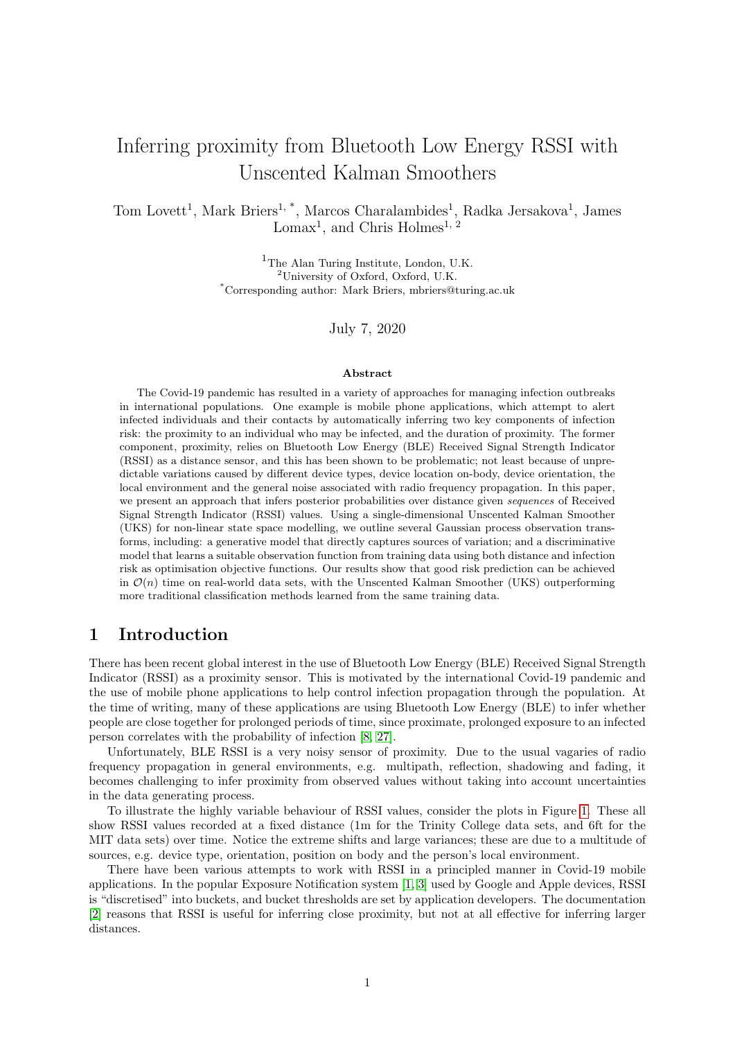# Inferring proximity from Bluetooth Low Energy RSSI with Unscented Kalman Smoothers

Tom Lovett[1], Mark Briers[1, *], Marcos Charalambides[1], Radka Jersakova[1], James Lomax[1], and Chris Holmes[1, 2]

[1]The Alan Turing Institute, London, U.K.
[2]University of Oxford, Oxford, U.K.
[*]Corresponding author: Mark Briers, mbriers@turing.ac.uk

July 7, 2020

### Abstract

The Covid-19 pandemic has resulted in a variety of approaches for managing infection outbreaks in international populations. One example is mobile phone applications, which attempt to alert infected individuals and their contacts by automatically inferring two key components of infection risk: the proximity to an individual who may be infected, and the duration of proximity. The former component, proximity, relies on Bluetooth Low Energy (BLE) Received Signal Strength Indicator (RSSI) as a distance sensor, and this has been shown to be problematic; not least because of unpredictable variations caused by different device types, device location on-body, device orientation, the local environment and the general noise associated with radio frequency propagation. In this paper, we present an approach that infers posterior probabilities over distance given *sequences* of Received Signal Strength Indicator (RSSI) values. Using a single-dimensional Unscented Kalman Smoother (UKS) for non-linear state space modelling, we outline several Gaussian process observation transforms, including: a generative model that directly captures sources of variation; and a discriminative model that learns a suitable observation function from training data using both distance and infection risk as optimisation objective functions. Our results show that good risk prediction can be achieved in $\mathcal{O}(n)$ time on real-world data sets, with the Unscented Kalman Smoother (UKS) outperforming more traditional classification methods learned from the same training data.

## 1 Introduction

There has been recent global interest in the use of Bluetooth Low Energy (BLE) Received Signal Strength Indicator (RSSI) as a proximity sensor. This is motivated by the international Covid-19 pandemic and the use of mobile phone applications to help control infection propagation through the population. At the time of writing, many of these applications are using Bluetooth Low Energy (BLE) to infer whether people are close together for prolonged periods of time, since proximate, prolonged exposure to an infected person correlates with the probability of infection [8, 27].

Unfortunately, BLE RSSI is a very noisy sensor of proximity. Due to the usual vagaries of radio frequency propagation in general environments, e.g. multipath, reflection, shadowing and fading, it becomes challenging to infer proximity from observed values without taking into account uncertainties in the data generating process.

To illustrate the highly variable behaviour of RSSI values, consider the plots in Figure 1. These all show RSSI values recorded at a fixed distance (1m for the Trinity College data sets, and 6ft for the MIT data sets) over time. Notice the extreme shifts and large variances; these are due to a multitude of sources, e.g. device type, orientation, position on body and the person's local environment.

There have been various attempts to work with RSSI in a principled manner in Covid-19 mobile applications. In the popular Exposure Notification system [1, 3] used by Google and Apple devices, RSSI is "discretised" into buckets, and bucket thresholds are set by application developers. The documentation [2] reasons that RSSI is useful for inferring close proximity, but not at all effective for inferring larger distances.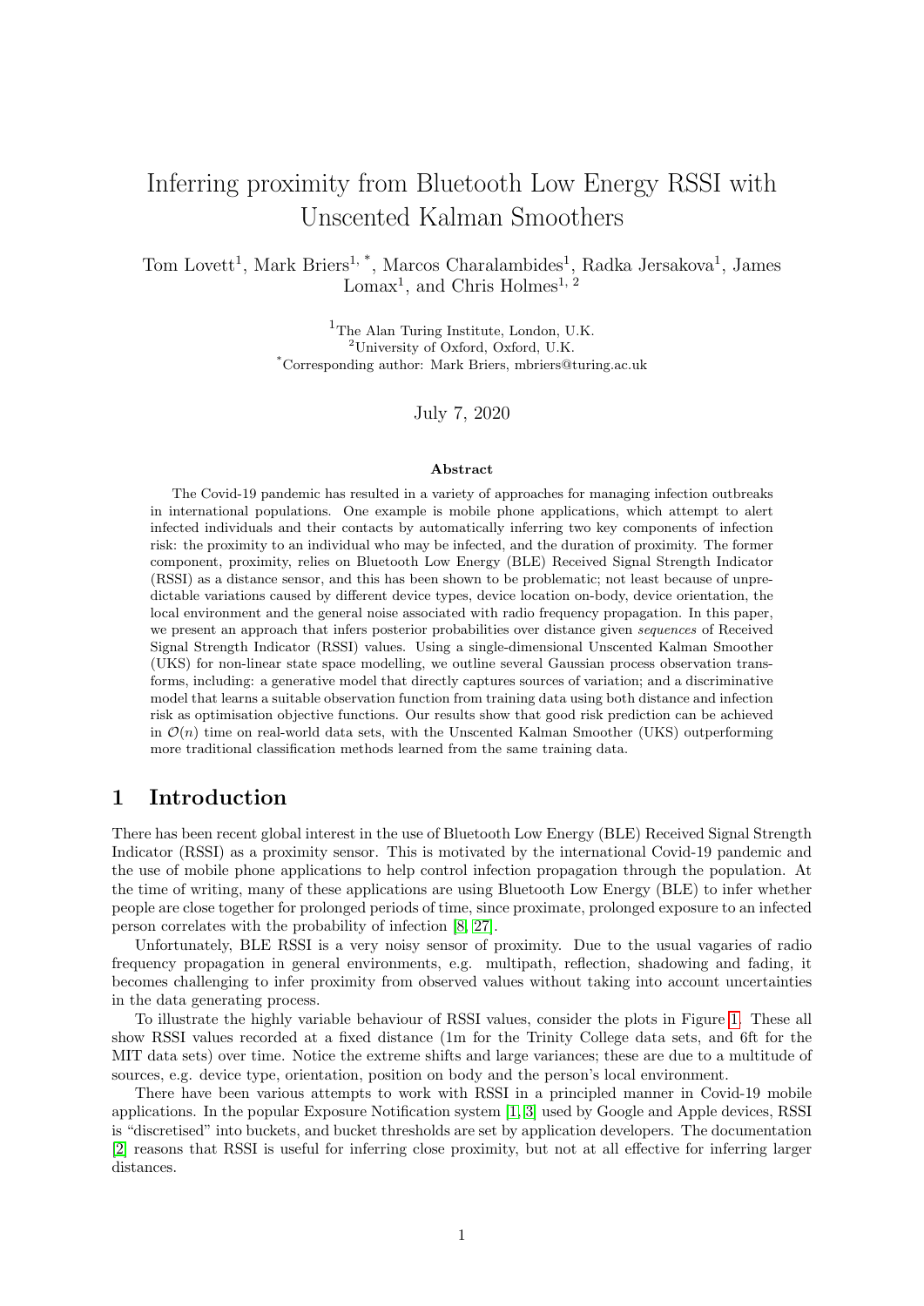# Inferring proximity from Bluetooth Low Energy RSSI with Unscented Kalman Smoothers

Tom Lovett[1], Mark Briers[1, *], Marcos Charalambides[1], Radka Jersakova[1], James Lomax[1], and Chris Holmes[1, 2]

[1]The Alan Turing Institute, London, U.K.
[2]University of Oxford, Oxford, U.K.
[*]Corresponding author: Mark Briers, mbriers@turing.ac.uk

July 7, 2020

### Abstract

The Covid-19 pandemic has resulted in a variety of approaches for managing infection outbreaks in international populations. One example is mobile phone applications, which attempt to alert infected individuals and their contacts by automatically inferring two key components of infection risk: the proximity to an individual who may be infected, and the duration of proximity. The former component, proximity, relies on Bluetooth Low Energy (BLE) Received Signal Strength Indicator (RSSI) as a distance sensor, and this has been shown to be problematic; not least because of unpredictable variations caused by different device types, device location on-body, device orientation, the local environment and the general noise associated with radio frequency propagation. In this paper, we present an approach that infers posterior probabilities over distance given *sequences* of Received Signal Strength Indicator (RSSI) values. Using a single-dimensional Unscented Kalman Smoother (UKS) for non-linear state space modelling, we outline several Gaussian process observation transforms, including: a generative model that directly captures sources of variation; and a discriminative model that learns a suitable observation function from training data using both distance and infection risk as optimisation objective functions. Our results show that good risk prediction can be achieved in $\mathcal{O}(n)$ time on real-world data sets, with the Unscented Kalman Smoother (UKS) outperforming more traditional classification methods learned from the same training data.

## 1 Introduction

There has been recent global interest in the use of Bluetooth Low Energy (BLE) Received Signal Strength Indicator (RSSI) as a proximity sensor. This is motivated by the international Covid-19 pandemic and the use of mobile phone applications to help control infection propagation through the population. At the time of writing, many of these applications are using Bluetooth Low Energy (BLE) to infer whether people are close together for prolonged periods of time, since proximate, prolonged exposure to an infected person correlates with the probability of infection [8, 27].

Unfortunately, BLE RSSI is a very noisy sensor of proximity. Due to the usual vagaries of radio frequency propagation in general environments, e.g. multipath, reflection, shadowing and fading, it becomes challenging to infer proximity from observed values without taking into account uncertainties in the data generating process.

To illustrate the highly variable behaviour of RSSI values, consider the plots in Figure 1. These all show RSSI values recorded at a fixed distance (1m for the Trinity College data sets, and 6ft for the MIT data sets) over time. Notice the extreme shifts and large variances; these are due to a multitude of sources, e.g. device type, orientation, position on body and the person's local environment.

There have been various attempts to work with RSSI in a principled manner in Covid-19 mobile applications. In the popular Exposure Notification system [1, 3] used by Google and Apple devices, RSSI is "discretised" into buckets, and bucket thresholds are set by application developers. The documentation [2] reasons that RSSI is useful for inferring close proximity, but not at all effective for inferring larger distances.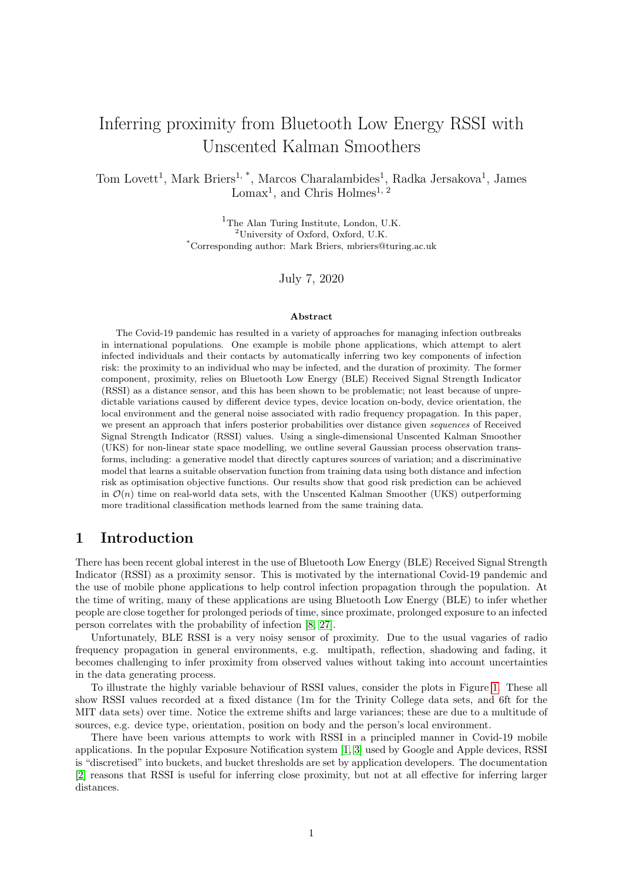# Inferring proximity from Bluetooth Low Energy RSSI with Unscented Kalman Smoothers

Tom Lovett[1], Mark Briers[1, *], Marcos Charalambides[1], Radka Jersakova[1], James Lomax[1], and Chris Holmes[1, 2]

[1]The Alan Turing Institute, London, U.K.
[2]University of Oxford, Oxford, U.K.
[*]Corresponding author: Mark Briers, mbriers@turing.ac.uk

July 7, 2020

### Abstract

The Covid-19 pandemic has resulted in a variety of approaches for managing infection outbreaks in international populations. One example is mobile phone applications, which attempt to alert infected individuals and their contacts by automatically inferring two key components of infection risk: the proximity to an individual who may be infected, and the duration of proximity. The former component, proximity, relies on Bluetooth Low Energy (BLE) Received Signal Strength Indicator (RSSI) as a distance sensor, and this has been shown to be problematic; not least because of unpredictable variations caused by different device types, device location on-body, device orientation, the local environment and the general noise associated with radio frequency propagation. In this paper, we present an approach that infers posterior probabilities over distance given *sequences* of Received Signal Strength Indicator (RSSI) values. Using a single-dimensional Unscented Kalman Smoother (UKS) for non-linear state space modelling, we outline several Gaussian process observation transforms, including: a generative model that directly captures sources of variation; and a discriminative model that learns a suitable observation function from training data using both distance and infection risk as optimisation objective functions. Our results show that good risk prediction can be achieved in $\mathcal{O}(n)$ time on real-world data sets, with the Unscented Kalman Smoother (UKS) outperforming more traditional classification methods learned from the same training data.

## 1 Introduction

There has been recent global interest in the use of Bluetooth Low Energy (BLE) Received Signal Strength Indicator (RSSI) as a proximity sensor. This is motivated by the international Covid-19 pandemic and the use of mobile phone applications to help control infection propagation through the population. At the time of writing, many of these applications are using Bluetooth Low Energy (BLE) to infer whether people are close together for prolonged periods of time, since proximate, prolonged exposure to an infected person correlates with the probability of infection [8, 27].

Unfortunately, BLE RSSI is a very noisy sensor of proximity. Due to the usual vagaries of radio frequency propagation in general environments, e.g. multipath, reflection, shadowing and fading, it becomes challenging to infer proximity from observed values without taking into account uncertainties in the data generating process.

To illustrate the highly variable behaviour of RSSI values, consider the plots in Figure 1. These all show RSSI values recorded at a fixed distance (1m for the Trinity College data sets, and 6ft for the MIT data sets) over time. Notice the extreme shifts and large variances; these are due to a multitude of sources, e.g. device type, orientation, position on body and the person's local environment.

There have been various attempts to work with RSSI in a principled manner in Covid-19 mobile applications. In the popular Exposure Notification system [1, 3] used by Google and Apple devices, RSSI is "discretised" into buckets, and bucket thresholds are set by application developers. The documentation [2] reasons that RSSI is useful for inferring close proximity, but not at all effective for inferring larger distances.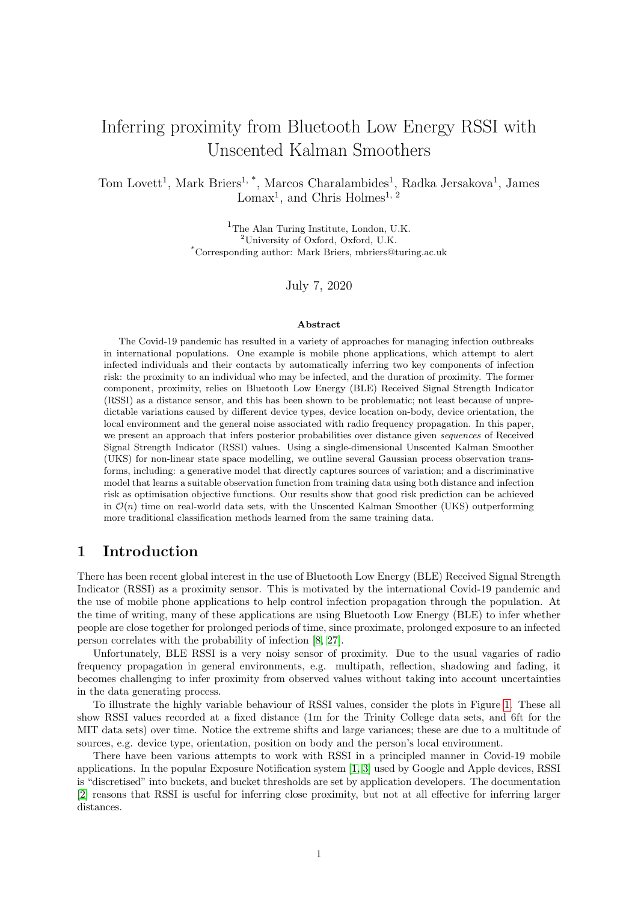# Inferring proximity from Bluetooth Low Energy RSSI with Unscented Kalman Smoothers

Tom Lovett[1], Mark Briers[1, *], Marcos Charalambides[1], Radka Jersakova[1], James Lomax[1], and Chris Holmes[1, 2]

[1]The Alan Turing Institute, London, U.K.
[2]University of Oxford, Oxford, U.K.
[*]Corresponding author: Mark Briers, mbriers@turing.ac.uk

July 7, 2020

### Abstract

The Covid-19 pandemic has resulted in a variety of approaches for managing infection outbreaks in international populations. One example is mobile phone applications, which attempt to alert infected individuals and their contacts by automatically inferring two key components of infection risk: the proximity to an individual who may be infected, and the duration of proximity. The former component, proximity, relies on Bluetooth Low Energy (BLE) Received Signal Strength Indicator (RSSI) as a distance sensor, and this has been shown to be problematic; not least because of unpredictable variations caused by different device types, device location on-body, device orientation, the local environment and the general noise associated with radio frequency propagation. In this paper, we present an approach that infers posterior probabilities over distance given *sequences* of Received Signal Strength Indicator (RSSI) values. Using a single-dimensional Unscented Kalman Smoother (UKS) for non-linear state space modelling, we outline several Gaussian process observation transforms, including: a generative model that directly captures sources of variation; and a discriminative model that learns a suitable observation function from training data using both distance and infection risk as optimisation objective functions. Our results show that good risk prediction can be achieved in $\mathcal{O}(n)$ time on real-world data sets, with the Unscented Kalman Smoother (UKS) outperforming more traditional classification methods learned from the same training data.

## 1 Introduction

There has been recent global interest in the use of Bluetooth Low Energy (BLE) Received Signal Strength Indicator (RSSI) as a proximity sensor. This is motivated by the international Covid-19 pandemic and the use of mobile phone applications to help control infection propagation through the population. At the time of writing, many of these applications are using Bluetooth Low Energy (BLE) to infer whether people are close together for prolonged periods of time, since proximate, prolonged exposure to an infected person correlates with the probability of infection [8, 27].

Unfortunately, BLE RSSI is a very noisy sensor of proximity. Due to the usual vagaries of radio frequency propagation in general environments, e.g. multipath, reflection, shadowing and fading, it becomes challenging to infer proximity from observed values without taking into account uncertainties in the data generating process.

To illustrate the highly variable behaviour of RSSI values, consider the plots in Figure 1. These all show RSSI values recorded at a fixed distance (1m for the Trinity College data sets, and 6ft for the MIT data sets) over time. Notice the extreme shifts and large variances; these are due to a multitude of sources, e.g. device type, orientation, position on body and the person's local environment.

There have been various attempts to work with RSSI in a principled manner in Covid-19 mobile applications. In the popular Exposure Notification system [1, 3] used by Google and Apple devices, RSSI is "discretised" into buckets, and bucket thresholds are set by application developers. The documentation [2] reasons that RSSI is useful for inferring close proximity, but not at all effective for inferring larger distances.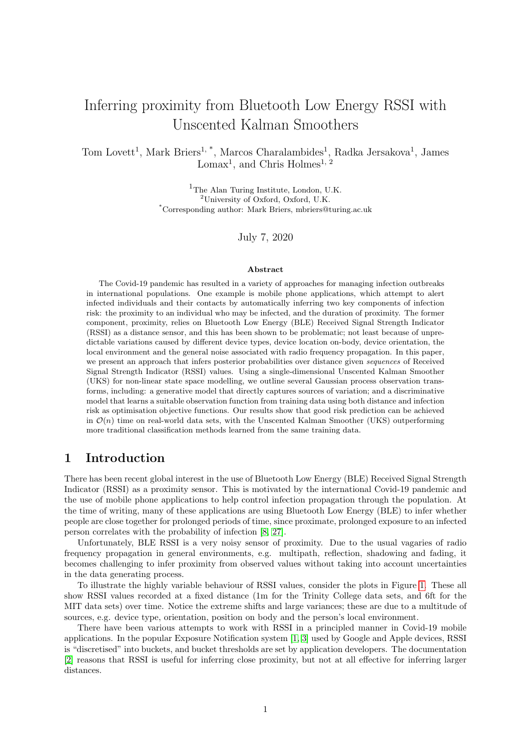# Inferring proximity from Bluetooth Low Energy RSSI with Unscented Kalman Smoothers

Tom Lovett[1], Mark Briers[1, *], Marcos Charalambides[1], Radka Jersakova[1], James Lomax[1], and Chris Holmes[1, 2]

[1]The Alan Turing Institute, London, U.K.
[2]University of Oxford, Oxford, U.K.
[*]Corresponding author: Mark Briers, mbriers@turing.ac.uk

July 7, 2020

### Abstract

The Covid-19 pandemic has resulted in a variety of approaches for managing infection outbreaks in international populations. One example is mobile phone applications, which attempt to alert infected individuals and their contacts by automatically inferring two key components of infection risk: the proximity to an individual who may be infected, and the duration of proximity. The former component, proximity, relies on Bluetooth Low Energy (BLE) Received Signal Strength Indicator (RSSI) as a distance sensor, and this has been shown to be problematic; not least because of unpredictable variations caused by different device types, device location on-body, device orientation, the local environment and the general noise associated with radio frequency propagation. In this paper, we present an approach that infers posterior probabilities over distance given *sequences* of Received Signal Strength Indicator (RSSI) values. Using a single-dimensional Unscented Kalman Smoother (UKS) for non-linear state space modelling, we outline several Gaussian process observation transforms, including: a generative model that directly captures sources of variation; and a discriminative model that learns a suitable observation function from training data using both distance and infection risk as optimisation objective functions. Our results show that good risk prediction can be achieved in $\mathcal{O}(n)$ time on real-world data sets, with the Unscented Kalman Smoother (UKS) outperforming more traditional classification methods learned from the same training data.

## 1 Introduction

There has been recent global interest in the use of Bluetooth Low Energy (BLE) Received Signal Strength Indicator (RSSI) as a proximity sensor. This is motivated by the international Covid-19 pandemic and the use of mobile phone applications to help control infection propagation through the population. At the time of writing, many of these applications are using Bluetooth Low Energy (BLE) to infer whether people are close together for prolonged periods of time, since proximate, prolonged exposure to an infected person correlates with the probability of infection [8, 27].

Unfortunately, BLE RSSI is a very noisy sensor of proximity. Due to the usual vagaries of radio frequency propagation in general environments, e.g. multipath, reflection, shadowing and fading, it becomes challenging to infer proximity from observed values without taking into account uncertainties in the data generating process.

To illustrate the highly variable behaviour of RSSI values, consider the plots in Figure 1. These all show RSSI values recorded at a fixed distance (1m for the Trinity College data sets, and 6ft for the MIT data sets) over time. Notice the extreme shifts and large variances; these are due to a multitude of sources, e.g. device type, orientation, position on body and the person's local environment.

There have been various attempts to work with RSSI in a principled manner in Covid-19 mobile applications. In the popular Exposure Notification system [1, 3] used by Google and Apple devices, RSSI is "discretised" into buckets, and bucket thresholds are set by application developers. The documentation [2] reasons that RSSI is useful for inferring close proximity, but not at all effective for inferring larger distances.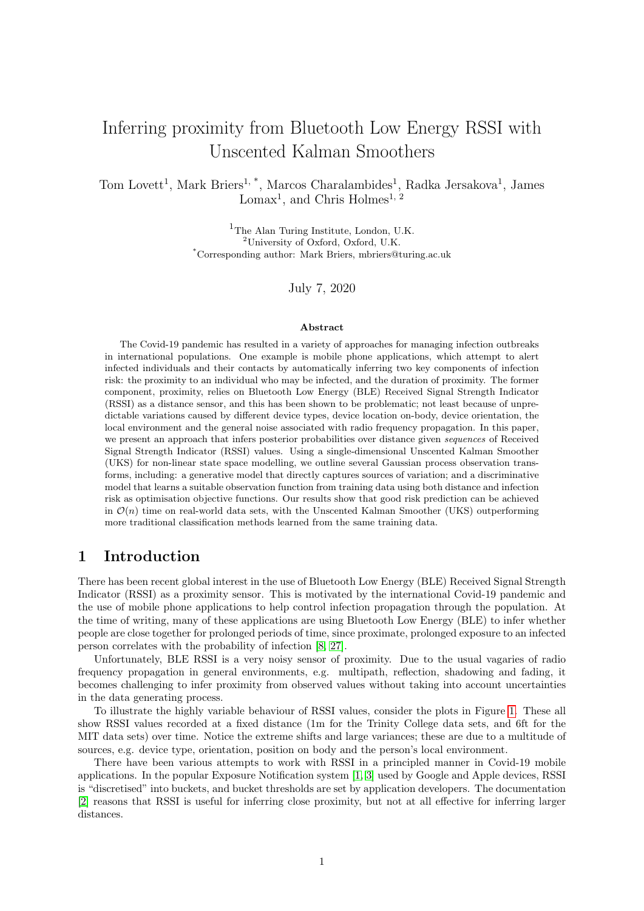# Inferring proximity from Bluetooth Low Energy RSSI with Unscented Kalman Smoothers

Tom Lovett[1], Mark Briers[1, *], Marcos Charalambides[1], Radka Jersakova[1], James Lomax[1], and Chris Holmes[1, 2]

[1]The Alan Turing Institute, London, U.K.
[2]University of Oxford, Oxford, U.K.
[*]Corresponding author: Mark Briers, mbriers@turing.ac.uk

July 7, 2020

### Abstract

The Covid-19 pandemic has resulted in a variety of approaches for managing infection outbreaks in international populations. One example is mobile phone applications, which attempt to alert infected individuals and their contacts by automatically inferring two key components of infection risk: the proximity to an individual who may be infected, and the duration of proximity. The former component, proximity, relies on Bluetooth Low Energy (BLE) Received Signal Strength Indicator (RSSI) as a distance sensor, and this has been shown to be problematic; not least because of unpredictable variations caused by different device types, device location on-body, device orientation, the local environment and the general noise associated with radio frequency propagation. In this paper, we present an approach that infers posterior probabilities over distance given *sequences* of Received Signal Strength Indicator (RSSI) values. Using a single-dimensional Unscented Kalman Smoother (UKS) for non-linear state space modelling, we outline several Gaussian process observation transforms, including: a generative model that directly captures sources of variation; and a discriminative model that learns a suitable observation function from training data using both distance and infection risk as optimisation objective functions. Our results show that good risk prediction can be achieved in $\mathcal{O}(n)$ time on real-world data sets, with the Unscented Kalman Smoother (UKS) outperforming more traditional classification methods learned from the same training data.

## 1 Introduction

There has been recent global interest in the use of Bluetooth Low Energy (BLE) Received Signal Strength Indicator (RSSI) as a proximity sensor. This is motivated by the international Covid-19 pandemic and the use of mobile phone applications to help control infection propagation through the population. At the time of writing, many of these applications are using Bluetooth Low Energy (BLE) to infer whether people are close together for prolonged periods of time, since proximate, prolonged exposure to an infected person correlates with the probability of infection [8, 27].

Unfortunately, BLE RSSI is a very noisy sensor of proximity. Due to the usual vagaries of radio frequency propagation in general environments, e.g. multipath, reflection, shadowing and fading, it becomes challenging to infer proximity from observed values without taking into account uncertainties in the data generating process.

To illustrate the highly variable behaviour of RSSI values, consider the plots in Figure 1. These all show RSSI values recorded at a fixed distance (1m for the Trinity College data sets, and 6ft for the MIT data sets) over time. Notice the extreme shifts and large variances; these are due to a multitude of sources, e.g. device type, orientation, position on body and the person's local environment.

There have been various attempts to work with RSSI in a principled manner in Covid-19 mobile applications. In the popular Exposure Notification system [1, 3] used by Google and Apple devices, RSSI is "discretised" into buckets, and bucket thresholds are set by application developers. The documentation [2] reasons that RSSI is useful for inferring close proximity, but not at all effective for inferring larger distances.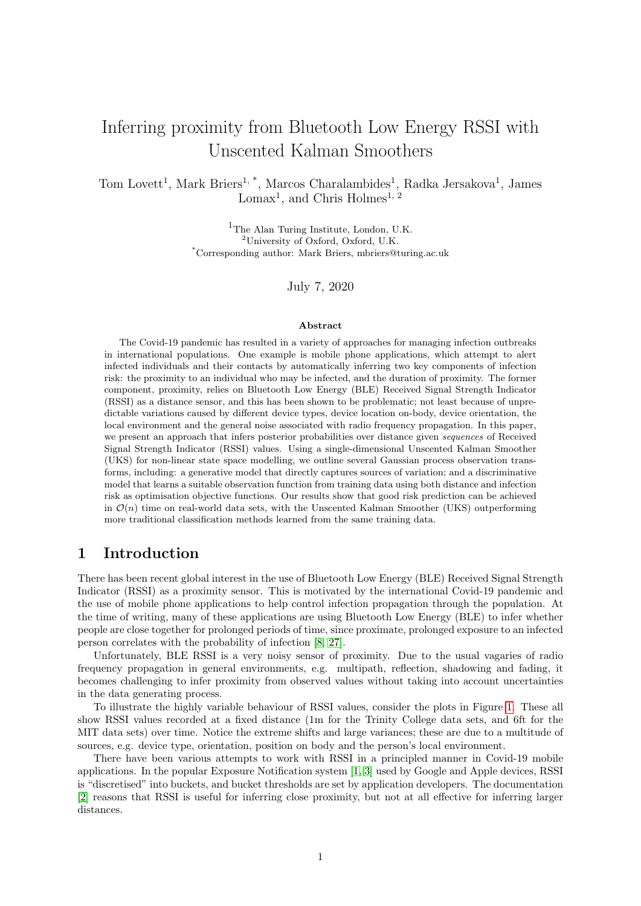# Inferring proximity from Bluetooth Low Energy RSSI with Unscented Kalman Smoothers

Tom Lovett[1], Mark Briers[1, *], Marcos Charalambides[1], Radka Jersakova[1], James Lomax[1], and Chris Holmes[1, 2]

[1]The Alan Turing Institute, London, U.K.
[2]University of Oxford, Oxford, U.K.
[*]Corresponding author: Mark Briers, mbriers@turing.ac.uk

July 7, 2020

### Abstract

The Covid-19 pandemic has resulted in a variety of approaches for managing infection outbreaks in international populations. One example is mobile phone applications, which attempt to alert infected individuals and their contacts by automatically inferring two key components of infection risk: the proximity to an individual who may be infected, and the duration of proximity. The former component, proximity, relies on Bluetooth Low Energy (BLE) Received Signal Strength Indicator (RSSI) as a distance sensor, and this has been shown to be problematic; not least because of unpredictable variations caused by different device types, device location on-body, device orientation, the local environment and the general noise associated with radio frequency propagation. In this paper, we present an approach that infers posterior probabilities over distance given *sequences* of Received Signal Strength Indicator (RSSI) values. Using a single-dimensional Unscented Kalman Smoother (UKS) for non-linear state space modelling, we outline several Gaussian process observation transforms, including: a generative model that directly captures sources of variation; and a discriminative model that learns a suitable observation function from training data using both distance and infection risk as optimisation objective functions. Our results show that good risk prediction can be achieved in $\mathcal{O}(n)$ time on real-world data sets, with the Unscented Kalman Smoother (UKS) outperforming more traditional classification methods learned from the same training data.

## 1 Introduction

There has been recent global interest in the use of Bluetooth Low Energy (BLE) Received Signal Strength Indicator (RSSI) as a proximity sensor. This is motivated by the international Covid-19 pandemic and the use of mobile phone applications to help control infection propagation through the population. At the time of writing, many of these applications are using Bluetooth Low Energy (BLE) to infer whether people are close together for prolonged periods of time, since proximate, prolonged exposure to an infected person correlates with the probability of infection [8, 27].

Unfortunately, BLE RSSI is a very noisy sensor of proximity. Due to the usual vagaries of radio frequency propagation in general environments, e.g. multipath, reflection, shadowing and fading, it becomes challenging to infer proximity from observed values without taking into account uncertainties in the data generating process.

To illustrate the highly variable behaviour of RSSI values, consider the plots in Figure 1. These all show RSSI values recorded at a fixed distance (1m for the Trinity College data sets, and 6ft for the MIT data sets) over time. Notice the extreme shifts and large variances; these are due to a multitude of sources, e.g. device type, orientation, position on body and the person's local environment.

There have been various attempts to work with RSSI in a principled manner in Covid-19 mobile applications. In the popular Exposure Notification system [1, 3] used by Google and Apple devices, RSSI is "discretised" into buckets, and bucket thresholds are set by application developers. The documentation [2] reasons that RSSI is useful for inferring close proximity, but not at all effective for inferring larger distances.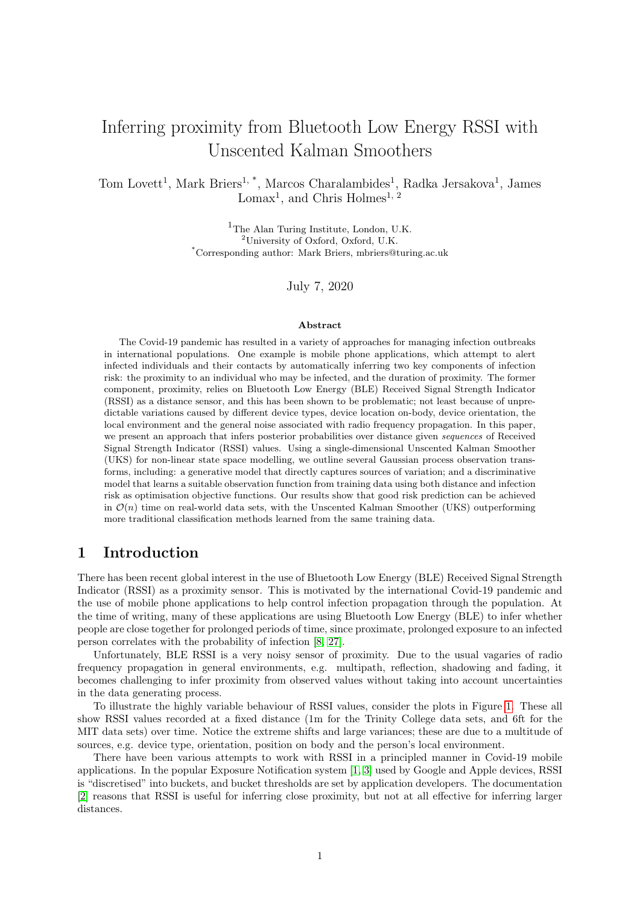# Inferring proximity from Bluetooth Low Energy RSSI with Unscented Kalman Smoothers

Tom Lovett[1], Mark Briers[1, *], Marcos Charalambides[1], Radka Jersakova[1], James Lomax[1], and Chris Holmes[1, 2]

[1]The Alan Turing Institute, London, U.K.
[2]University of Oxford, Oxford, U.K.
[*]Corresponding author: Mark Briers, mbriers@turing.ac.uk

July 7, 2020

### Abstract

The Covid-19 pandemic has resulted in a variety of approaches for managing infection outbreaks in international populations. One example is mobile phone applications, which attempt to alert infected individuals and their contacts by automatically inferring two key components of infection risk: the proximity to an individual who may be infected, and the duration of proximity. The former component, proximity, relies on Bluetooth Low Energy (BLE) Received Signal Strength Indicator (RSSI) as a distance sensor, and this has been shown to be problematic; not least because of unpredictable variations caused by different device types, device location on-body, device orientation, the local environment and the general noise associated with radio frequency propagation. In this paper, we present an approach that infers posterior probabilities over distance given *sequences* of Received Signal Strength Indicator (RSSI) values. Using a single-dimensional Unscented Kalman Smoother (UKS) for non-linear state space modelling, we outline several Gaussian process observation transforms, including: a generative model that directly captures sources of variation; and a discriminative model that learns a suitable observation function from training data using both distance and infection risk as optimisation objective functions. Our results show that good risk prediction can be achieved in $\mathcal{O}(n)$ time on real-world data sets, with the Unscented Kalman Smoother (UKS) outperforming more traditional classification methods learned from the same training data.

## 1 Introduction

There has been recent global interest in the use of Bluetooth Low Energy (BLE) Received Signal Strength Indicator (RSSI) as a proximity sensor. This is motivated by the international Covid-19 pandemic and the use of mobile phone applications to help control infection propagation through the population. At the time of writing, many of these applications are using Bluetooth Low Energy (BLE) to infer whether people are close together for prolonged periods of time, since proximate, prolonged exposure to an infected person correlates with the probability of infection [8, 27].

Unfortunately, BLE RSSI is a very noisy sensor of proximity. Due to the usual vagaries of radio frequency propagation in general environments, e.g. multipath, reflection, shadowing and fading, it becomes challenging to infer proximity from observed values without taking into account uncertainties in the data generating process.

To illustrate the highly variable behaviour of RSSI values, consider the plots in Figure 1. These all show RSSI values recorded at a fixed distance (1m for the Trinity College data sets, and 6ft for the MIT data sets) over time. Notice the extreme shifts and large variances; these are due to a multitude of sources, e.g. device type, orientation, position on body and the person's local environment.

There have been various attempts to work with RSSI in a principled manner in Covid-19 mobile applications. In the popular Exposure Notification system [1, 3] used by Google and Apple devices, RSSI is "discretised" into buckets, and bucket thresholds are set by application developers. The documentation [2] reasons that RSSI is useful for inferring close proximity, but not at all effective for inferring larger distances.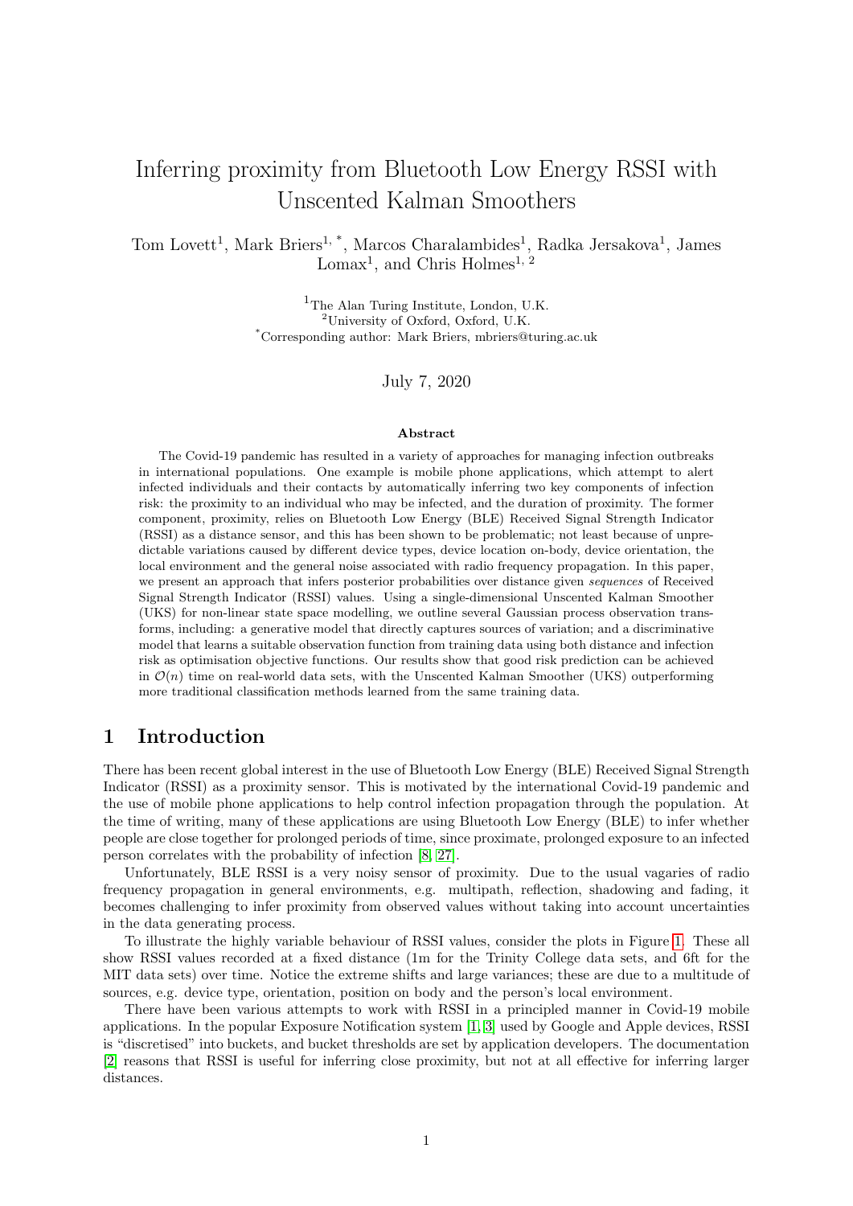# Inferring proximity from Bluetooth Low Energy RSSI with Unscented Kalman Smoothers

Tom Lovett[1], Mark Briers[1, *], Marcos Charalambides[1], Radka Jersakova[1], James Lomax[1], and Chris Holmes[1, 2]

[1]The Alan Turing Institute, London, U.K.
[2]University of Oxford, Oxford, U.K.
[*]Corresponding author: Mark Briers, mbriers@turing.ac.uk

July 7, 2020

### Abstract

The Covid-19 pandemic has resulted in a variety of approaches for managing infection outbreaks in international populations. One example is mobile phone applications, which attempt to alert infected individuals and their contacts by automatically inferring two key components of infection risk: the proximity to an individual who may be infected, and the duration of proximity. The former component, proximity, relies on Bluetooth Low Energy (BLE) Received Signal Strength Indicator (RSSI) as a distance sensor, and this has been shown to be problematic; not least because of unpredictable variations caused by different device types, device location on-body, device orientation, the local environment and the general noise associated with radio frequency propagation. In this paper, we present an approach that infers posterior probabilities over distance given *sequences* of Received Signal Strength Indicator (RSSI) values. Using a single-dimensional Unscented Kalman Smoother (UKS) for non-linear state space modelling, we outline several Gaussian process observation transforms, including: a generative model that directly captures sources of variation; and a discriminative model that learns a suitable observation function from training data using both distance and infection risk as optimisation objective functions. Our results show that good risk prediction can be achieved in $\mathcal{O}(n)$ time on real-world data sets, with the Unscented Kalman Smoother (UKS) outperforming more traditional classification methods learned from the same training data.

## 1 Introduction

There has been recent global interest in the use of Bluetooth Low Energy (BLE) Received Signal Strength Indicator (RSSI) as a proximity sensor. This is motivated by the international Covid-19 pandemic and the use of mobile phone applications to help control infection propagation through the population. At the time of writing, many of these applications are using Bluetooth Low Energy (BLE) to infer whether people are close together for prolonged periods of time, since proximate, prolonged exposure to an infected person correlates with the probability of infection [8, 27].

Unfortunately, BLE RSSI is a very noisy sensor of proximity. Due to the usual vagaries of radio frequency propagation in general environments, e.g. multipath, reflection, shadowing and fading, it becomes challenging to infer proximity from observed values without taking into account uncertainties in the data generating process.

To illustrate the highly variable behaviour of RSSI values, consider the plots in Figure 1. These all show RSSI values recorded at a fixed distance (1m for the Trinity College data sets, and 6ft for the MIT data sets) over time. Notice the extreme shifts and large variances; these are due to a multitude of sources, e.g. device type, orientation, position on body and the person's local environment.

There have been various attempts to work with RSSI in a principled manner in Covid-19 mobile applications. In the popular Exposure Notification system [1, 3] used by Google and Apple devices, RSSI is "discretised" into buckets, and bucket thresholds are set by application developers. The documentation [2] reasons that RSSI is useful for inferring close proximity, but not at all effective for inferring larger distances.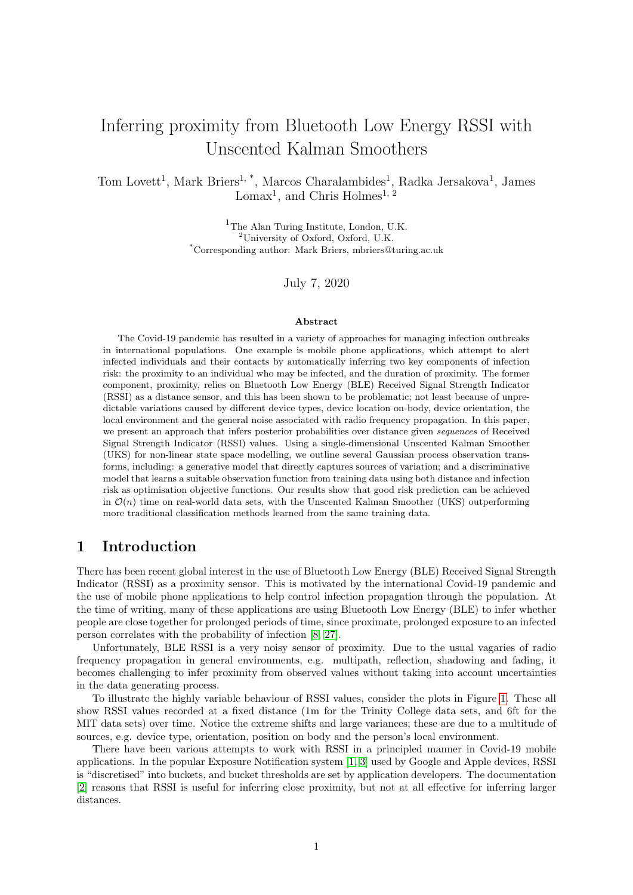# Inferring proximity from Bluetooth Low Energy RSSI with Unscented Kalman Smoothers

Tom Lovett[1], Mark Briers[1, *], Marcos Charalambides[1], Radka Jersakova[1], James Lomax[1], and Chris Holmes[1, 2]

[1]The Alan Turing Institute, London, U.K.
[2]University of Oxford, Oxford, U.K.
[*]Corresponding author: Mark Briers, mbriers@turing.ac.uk

July 7, 2020

**Abstract**

The Covid-19 pandemic has resulted in a variety of approaches for managing infection outbreaks in international populations. One example is mobile phone applications, which attempt to alert infected individuals and their contacts by automatically inferring two key components of infection risk: the proximity to an individual who may be infected, and the duration of proximity. The former component, proximity, relies on Bluetooth Low Energy (BLE) Received Signal Strength Indicator (RSSI) as a distance sensor, and this has been shown to be problematic; not least because of unpredictable variations caused by different device types, device location on-body, device orientation, the local environment and the general noise associated with radio frequency propagation. In this paper, we present an approach that infers posterior probabilities over distance given *sequences* of Received Signal Strength Indicator (RSSI) values. Using a single-dimensional Unscented Kalman Smoother (UKS) for non-linear state space modelling, we outline several Gaussian process observation transforms, including: a generative model that directly captures sources of variation; and a discriminative model that learns a suitable observation function from training data using both distance and infection risk as optimisation objective functions. Our results show that good risk prediction can be achieved in $\mathcal{O}(n)$ time on real-world data sets, with the Unscented Kalman Smoother (UKS) outperforming more traditional classification methods learned from the same training data.

## 1 Introduction

There has been recent global interest in the use of Bluetooth Low Energy (BLE) Received Signal Strength Indicator (RSSI) as a proximity sensor. This is motivated by the international Covid-19 pandemic and the use of mobile phone applications to help control infection propagation through the population. At the time of writing, many of these applications are using Bluetooth Low Energy (BLE) to infer whether people are close together for prolonged periods of time, since proximate, prolonged exposure to an infected person correlates with the probability of infection [8, 27].

Unfortunately, BLE RSSI is a very noisy sensor of proximity. Due to the usual vagaries of radio frequency propagation in general environments, e.g. multipath, reflection, shadowing and fading, it becomes challenging to infer proximity from observed values without taking into account uncertainties in the data generating process.

To illustrate the highly variable behaviour of RSSI values, consider the plots in Figure 1. These all show RSSI values recorded at a fixed distance (1m for the Trinity College data sets, and 6ft for the MIT data sets) over time. Notice the extreme shifts and large variances; these are due to a multitude of sources, e.g. device type, orientation, position on body and the person's local environment.

There have been various attempts to work with RSSI in a principled manner in Covid-19 mobile applications. In the popular Exposure Notification system [1, 3] used by Google and Apple devices, RSSI is "discretised" into buckets, and bucket thresholds are set by application developers. The documentation [2] reasons that RSSI is useful for inferring close proximity, but not at all effective for inferring larger distances.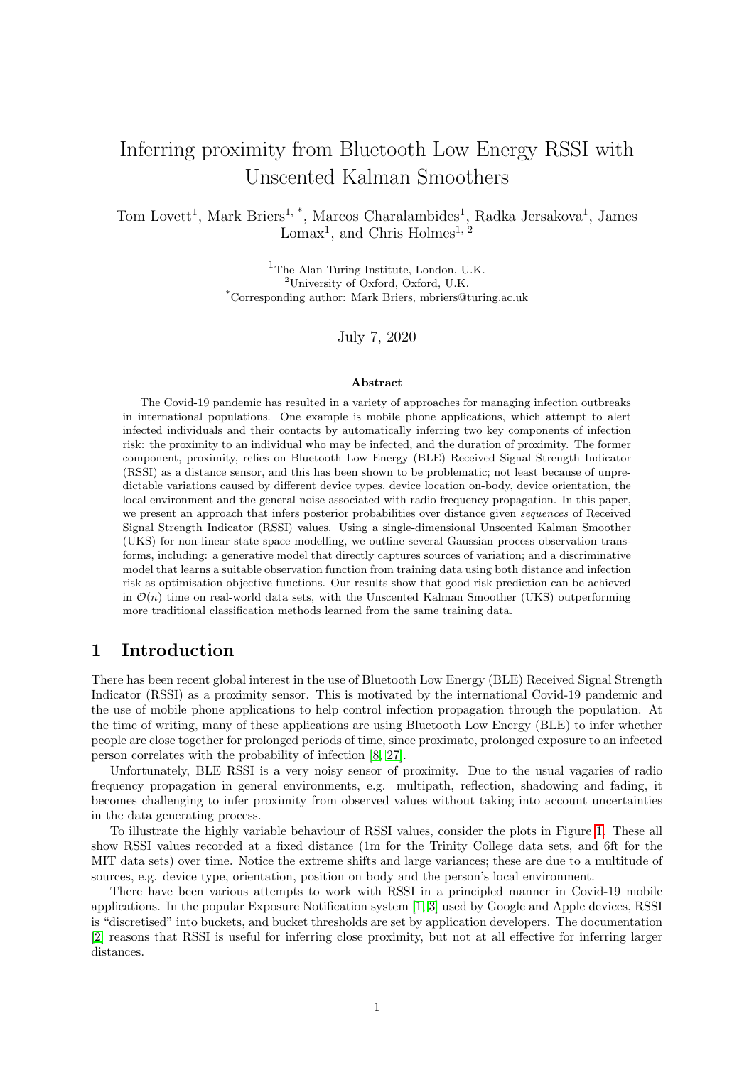# Inferring proximity from Bluetooth Low Energy RSSI with Unscented Kalman Smoothers

Tom Lovett[1], Mark Briers[1, *], Marcos Charalambides[1], Radka Jersakova[1], James Lomax[1], and Chris Holmes[1, 2]

[1]The Alan Turing Institute, London, U.K.
[2]University of Oxford, Oxford, U.K.
[*]Corresponding author: Mark Briers, mbriers@turing.ac.uk

July 7, 2020

### Abstract

The Covid-19 pandemic has resulted in a variety of approaches for managing infection outbreaks in international populations. One example is mobile phone applications, which attempt to alert infected individuals and their contacts by automatically inferring two key components of infection risk: the proximity to an individual who may be infected, and the duration of proximity. The former component, proximity, relies on Bluetooth Low Energy (BLE) Received Signal Strength Indicator (RSSI) as a distance sensor, and this has been shown to be problematic; not least because of unpredictable variations caused by different device types, device location on-body, device orientation, the local environment and the general noise associated with radio frequency propagation. In this paper, we present an approach that infers posterior probabilities over distance given *sequences* of Received Signal Strength Indicator (RSSI) values. Using a single-dimensional Unscented Kalman Smoother (UKS) for non-linear state space modelling, we outline several Gaussian process observation transforms, including: a generative model that directly captures sources of variation; and a discriminative model that learns a suitable observation function from training data using both distance and infection risk as optimisation objective functions. Our results show that good risk prediction can be achieved in $\mathcal{O}(n)$ time on real-world data sets, with the Unscented Kalman Smoother (UKS) outperforming more traditional classification methods learned from the same training data.

## 1 Introduction

There has been recent global interest in the use of Bluetooth Low Energy (BLE) Received Signal Strength Indicator (RSSI) as a proximity sensor. This is motivated by the international Covid-19 pandemic and the use of mobile phone applications to help control infection propagation through the population. At the time of writing, many of these applications are using Bluetooth Low Energy (BLE) to infer whether people are close together for prolonged periods of time, since proximate, prolonged exposure to an infected person correlates with the probability of infection [8, 27].

Unfortunately, BLE RSSI is a very noisy sensor of proximity. Due to the usual vagaries of radio frequency propagation in general environments, e.g. multipath, reflection, shadowing and fading, it becomes challenging to infer proximity from observed values without taking into account uncertainties in the data generating process.

To illustrate the highly variable behaviour of RSSI values, consider the plots in Figure 1. These all show RSSI values recorded at a fixed distance (1m for the Trinity College data sets, and 6ft for the MIT data sets) over time. Notice the extreme shifts and large variances; these are due to a multitude of sources, e.g. device type, orientation, position on body and the person's local environment.

There have been various attempts to work with RSSI in a principled manner in Covid-19 mobile applications. In the popular Exposure Notification system [1, 3] used by Google and Apple devices, RSSI is "discretised" into buckets, and bucket thresholds are set by application developers. The documentation [2] reasons that RSSI is useful for inferring close proximity, but not at all effective for inferring larger distances.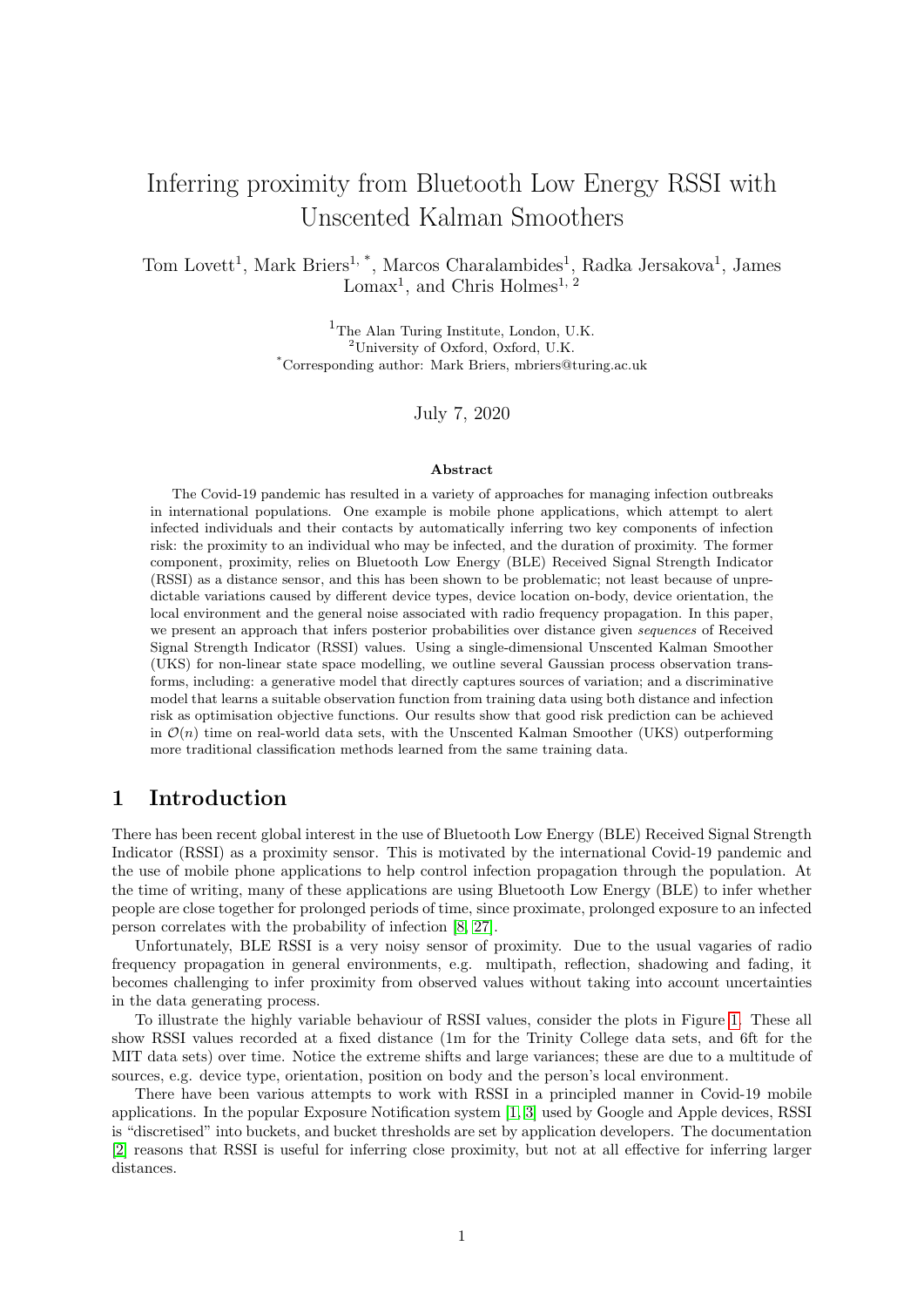# Inferring proximity from Bluetooth Low Energy RSSI with Unscented Kalman Smoothers

Tom Lovett[1], Mark Briers[1, *], Marcos Charalambides[1], Radka Jersakova[1], James Lomax[1], and Chris Holmes[1, 2]

[1]The Alan Turing Institute, London, U.K.
[2]University of Oxford, Oxford, U.K.
[*]Corresponding author: Mark Briers, mbriers@turing.ac.uk

July 7, 2020

### Abstract

The Covid-19 pandemic has resulted in a variety of approaches for managing infection outbreaks in international populations. One example is mobile phone applications, which attempt to alert infected individuals and their contacts by automatically inferring two key components of infection risk: the proximity to an individual who may be infected, and the duration of proximity. The former component, proximity, relies on Bluetooth Low Energy (BLE) Received Signal Strength Indicator (RSSI) as a distance sensor, and this has been shown to be problematic; not least because of unpredictable variations caused by different device types, device location on-body, device orientation, the local environment and the general noise associated with radio frequency propagation. In this paper, we present an approach that infers posterior probabilities over distance given *sequences* of Received Signal Strength Indicator (RSSI) values. Using a single-dimensional Unscented Kalman Smoother (UKS) for non-linear state space modelling, we outline several Gaussian process observation transforms, including: a generative model that directly captures sources of variation; and a discriminative model that learns a suitable observation function from training data using both distance and infection risk as optimisation objective functions. Our results show that good risk prediction can be achieved in $\mathcal{O}(n)$ time on real-world data sets, with the Unscented Kalman Smoother (UKS) outperforming more traditional classification methods learned from the same training data.

## 1 Introduction

There has been recent global interest in the use of Bluetooth Low Energy (BLE) Received Signal Strength Indicator (RSSI) as a proximity sensor. This is motivated by the international Covid-19 pandemic and the use of mobile phone applications to help control infection propagation through the population. At the time of writing, many of these applications are using Bluetooth Low Energy (BLE) to infer whether people are close together for prolonged periods of time, since proximate, prolonged exposure to an infected person correlates with the probability of infection [8, 27].

Unfortunately, BLE RSSI is a very noisy sensor of proximity. Due to the usual vagaries of radio frequency propagation in general environments, e.g. multipath, reflection, shadowing and fading, it becomes challenging to infer proximity from observed values without taking into account uncertainties in the data generating process.

To illustrate the highly variable behaviour of RSSI values, consider the plots in Figure 1. These all show RSSI values recorded at a fixed distance (1m for the Trinity College data sets, and 6ft for the MIT data sets) over time. Notice the extreme shifts and large variances; these are due to a multitude of sources, e.g. device type, orientation, position on body and the person's local environment.

There have been various attempts to work with RSSI in a principled manner in Covid-19 mobile applications. In the popular Exposure Notification system [1, 3] used by Google and Apple devices, RSSI is "discretised" into buckets, and bucket thresholds are set by application developers. The documentation [2] reasons that RSSI is useful for inferring close proximity, but not at all effective for inferring larger distances.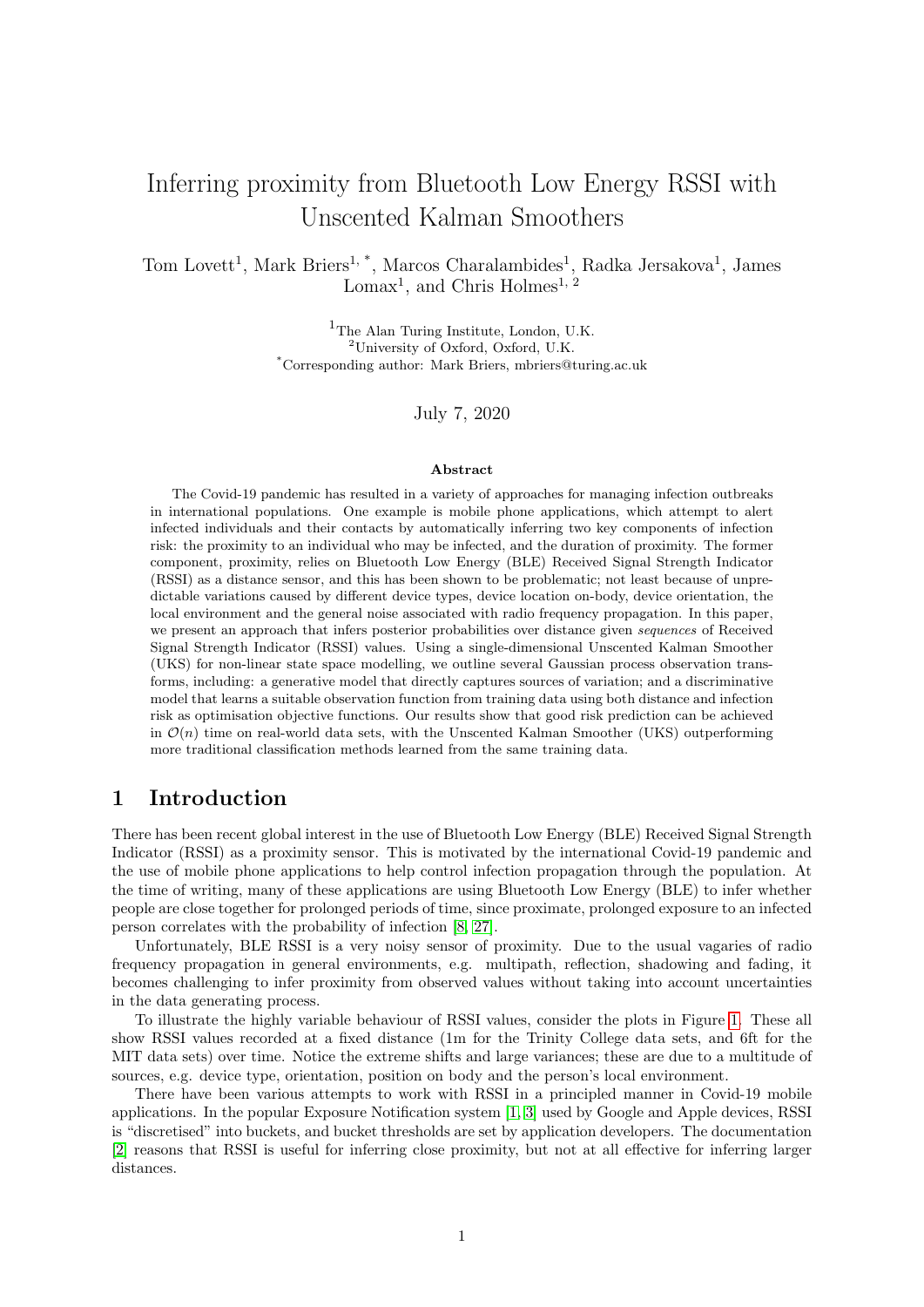# Inferring proximity from Bluetooth Low Energy RSSI with Unscented Kalman Smoothers

Tom Lovett[1], Mark Briers[1, *], Marcos Charalambides[1], Radka Jersakova[1], James Lomax[1], and Chris Holmes[1, 2]

[1]The Alan Turing Institute, London, U.K.
[2]University of Oxford, Oxford, U.K.
[*]Corresponding author: Mark Briers, mbriers@turing.ac.uk

July 7, 2020

### Abstract

The Covid-19 pandemic has resulted in a variety of approaches for managing infection outbreaks in international populations. One example is mobile phone applications, which attempt to alert infected individuals and their contacts by automatically inferring two key components of infection risk: the proximity to an individual who may be infected, and the duration of proximity. The former component, proximity, relies on Bluetooth Low Energy (BLE) Received Signal Strength Indicator (RSSI) as a distance sensor, and this has been shown to be problematic; not least because of unpredictable variations caused by different device types, device location on-body, device orientation, the local environment and the general noise associated with radio frequency propagation. In this paper, we present an approach that infers posterior probabilities over distance given *sequences* of Received Signal Strength Indicator (RSSI) values. Using a single-dimensional Unscented Kalman Smoother (UKS) for non-linear state space modelling, we outline several Gaussian process observation transforms, including: a generative model that directly captures sources of variation; and a discriminative model that learns a suitable observation function from training data using both distance and infection risk as optimisation objective functions. Our results show that good risk prediction can be achieved in $\mathcal{O}(n)$ time on real-world data sets, with the Unscented Kalman Smoother (UKS) outperforming more traditional classification methods learned from the same training data.

## 1 Introduction

There has been recent global interest in the use of Bluetooth Low Energy (BLE) Received Signal Strength Indicator (RSSI) as a proximity sensor. This is motivated by the international Covid-19 pandemic and the use of mobile phone applications to help control infection propagation through the population. At the time of writing, many of these applications are using Bluetooth Low Energy (BLE) to infer whether people are close together for prolonged periods of time, since proximate, prolonged exposure to an infected person correlates with the probability of infection [8, 27].

Unfortunately, BLE RSSI is a very noisy sensor of proximity. Due to the usual vagaries of radio frequency propagation in general environments, e.g. multipath, reflection, shadowing and fading, it becomes challenging to infer proximity from observed values without taking into account uncertainties in the data generating process.

To illustrate the highly variable behaviour of RSSI values, consider the plots in Figure 1. These all show RSSI values recorded at a fixed distance (1m for the Trinity College data sets, and 6ft for the MIT data sets) over time. Notice the extreme shifts and large variances; these are due to a multitude of sources, e.g. device type, orientation, position on body and the person's local environment.

There have been various attempts to work with RSSI in a principled manner in Covid-19 mobile applications. In the popular Exposure Notification system [1, 3] used by Google and Apple devices, RSSI is "discretised" into buckets, and bucket thresholds are set by application developers. The documentation [2] reasons that RSSI is useful for inferring close proximity, but not at all effective for inferring larger distances.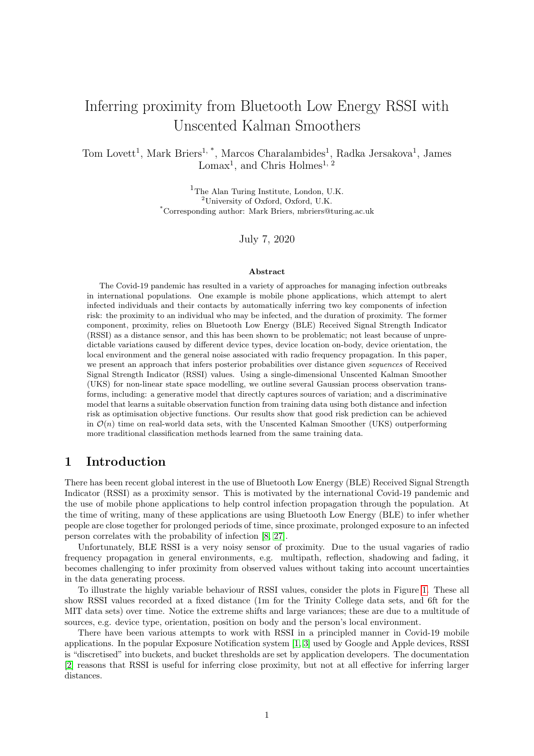# Inferring proximity from Bluetooth Low Energy RSSI with Unscented Kalman Smoothers

Tom Lovett[1], Mark Briers[1, *], Marcos Charalambides[1], Radka Jersakova[1], James Lomax[1], and Chris Holmes[1, 2]

[1]The Alan Turing Institute, London, U.K.
[2]University of Oxford, Oxford, U.K.
[*]Corresponding author: Mark Briers, mbriers@turing.ac.uk

July 7, 2020

### Abstract

The Covid-19 pandemic has resulted in a variety of approaches for managing infection outbreaks in international populations. One example is mobile phone applications, which attempt to alert infected individuals and their contacts by automatically inferring two key components of infection risk: the proximity to an individual who may be infected, and the duration of proximity. The former component, proximity, relies on Bluetooth Low Energy (BLE) Received Signal Strength Indicator (RSSI) as a distance sensor, and this has been shown to be problematic; not least because of unpredictable variations caused by different device types, device location on-body, device orientation, the local environment and the general noise associated with radio frequency propagation. In this paper, we present an approach that infers posterior probabilities over distance given *sequences* of Received Signal Strength Indicator (RSSI) values. Using a single-dimensional Unscented Kalman Smoother (UKS) for non-linear state space modelling, we outline several Gaussian process observation transforms, including: a generative model that directly captures sources of variation; and a discriminative model that learns a suitable observation function from training data using both distance and infection risk as optimisation objective functions. Our results show that good risk prediction can be achieved in $\mathcal{O}(n)$ time on real-world data sets, with the Unscented Kalman Smoother (UKS) outperforming more traditional classification methods learned from the same training data.

## 1 Introduction

There has been recent global interest in the use of Bluetooth Low Energy (BLE) Received Signal Strength Indicator (RSSI) as a proximity sensor. This is motivated by the international Covid-19 pandemic and the use of mobile phone applications to help control infection propagation through the population. At the time of writing, many of these applications are using Bluetooth Low Energy (BLE) to infer whether people are close together for prolonged periods of time, since proximate, prolonged exposure to an infected person correlates with the probability of infection [8, 27].

Unfortunately, BLE RSSI is a very noisy sensor of proximity. Due to the usual vagaries of radio frequency propagation in general environments, e.g. multipath, reflection, shadowing and fading, it becomes challenging to infer proximity from observed values without taking into account uncertainties in the data generating process.

To illustrate the highly variable behaviour of RSSI values, consider the plots in Figure 1. These all show RSSI values recorded at a fixed distance (1m for the Trinity College data sets, and 6ft for the MIT data sets) over time. Notice the extreme shifts and large variances; these are due to a multitude of sources, e.g. device type, orientation, position on body and the person's local environment.

There have been various attempts to work with RSSI in a principled manner in Covid-19 mobile applications. In the popular Exposure Notification system [1, 3] used by Google and Apple devices, RSSI is "discretised" into buckets, and bucket thresholds are set by application developers. The documentation [2] reasons that RSSI is useful for inferring close proximity, but not at all effective for inferring larger distances.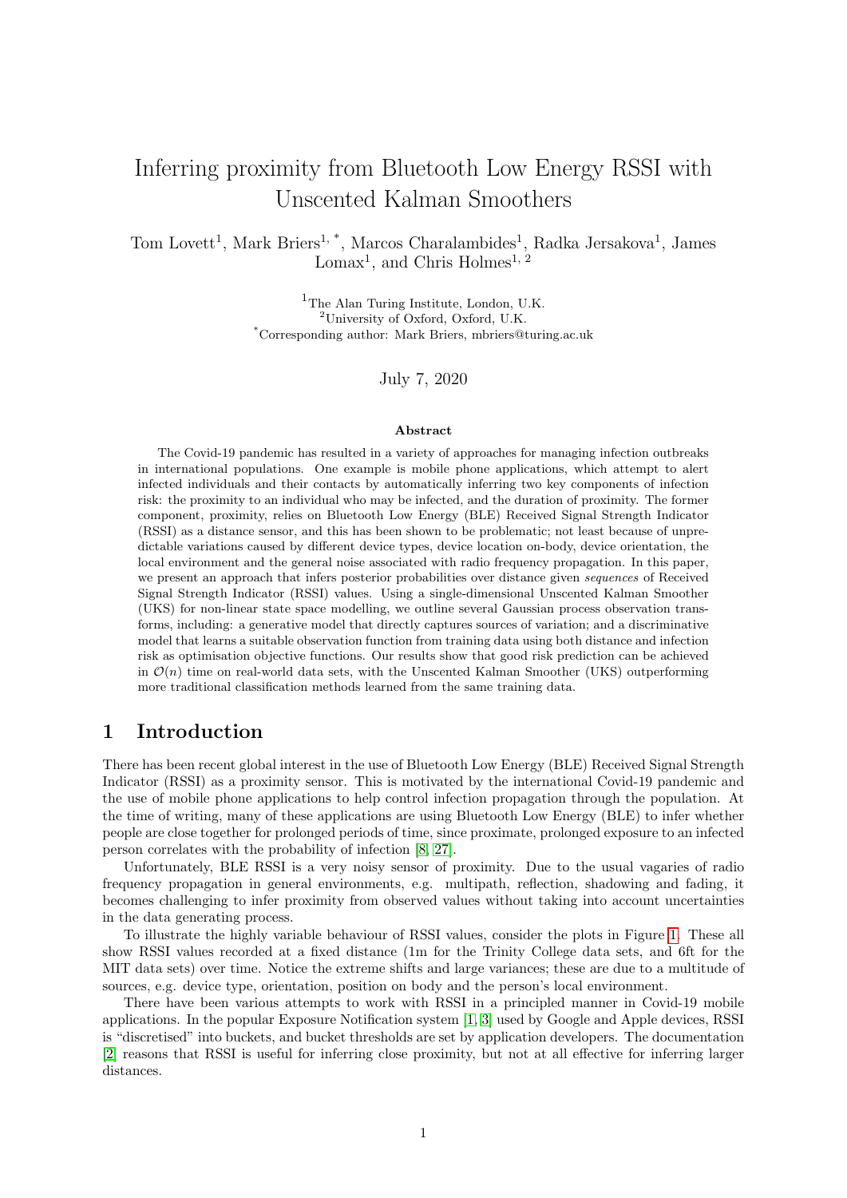# Inferring proximity from Bluetooth Low Energy RSSI with Unscented Kalman Smoothers

Tom Lovett[1], Mark Briers[1, *], Marcos Charalambides[1], Radka Jersakova[1], James Lomax[1], and Chris Holmes[1, 2]

[1]The Alan Turing Institute, London, U.K.
[2]University of Oxford, Oxford, U.K.
[*]Corresponding author: Mark Briers, mbriers@turing.ac.uk

July 7, 2020

### Abstract

The Covid-19 pandemic has resulted in a variety of approaches for managing infection outbreaks in international populations. One example is mobile phone applications, which attempt to alert infected individuals and their contacts by automatically inferring two key components of infection risk: the proximity to an individual who may be infected, and the duration of proximity. The former component, proximity, relies on Bluetooth Low Energy (BLE) Received Signal Strength Indicator (RSSI) as a distance sensor, and this has been shown to be problematic; not least because of unpredictable variations caused by different device types, device location on-body, device orientation, the local environment and the general noise associated with radio frequency propagation. In this paper, we present an approach that infers posterior probabilities over distance given *sequences* of Received Signal Strength Indicator (RSSI) values. Using a single-dimensional Unscented Kalman Smoother (UKS) for non-linear state space modelling, we outline several Gaussian process observation transforms, including: a generative model that directly captures sources of variation; and a discriminative model that learns a suitable observation function from training data using both distance and infection risk as optimisation objective functions. Our results show that good risk prediction can be achieved in $\mathcal{O}(n)$ time on real-world data sets, with the Unscented Kalman Smoother (UKS) outperforming more traditional classification methods learned from the same training data.

## 1 Introduction

There has been recent global interest in the use of Bluetooth Low Energy (BLE) Received Signal Strength Indicator (RSSI) as a proximity sensor. This is motivated by the international Covid-19 pandemic and the use of mobile phone applications to help control infection propagation through the population. At the time of writing, many of these applications are using Bluetooth Low Energy (BLE) to infer whether people are close together for prolonged periods of time, since proximate, prolonged exposure to an infected person correlates with the probability of infection [8, 27].

Unfortunately, BLE RSSI is a very noisy sensor of proximity. Due to the usual vagaries of radio frequency propagation in general environments, e.g. multipath, reflection, shadowing and fading, it becomes challenging to infer proximity from observed values without taking into account uncertainties in the data generating process.

To illustrate the highly variable behaviour of RSSI values, consider the plots in Figure 1. These all show RSSI values recorded at a fixed distance (1m for the Trinity College data sets, and 6ft for the MIT data sets) over time. Notice the extreme shifts and large variances; these are due to a multitude of sources, e.g. device type, orientation, position on body and the person's local environment.

There have been various attempts to work with RSSI in a principled manner in Covid-19 mobile applications. In the popular Exposure Notification system [1, 3] used by Google and Apple devices, RSSI is "discretised" into buckets, and bucket thresholds are set by application developers. The documentation [2] reasons that RSSI is useful for inferring close proximity, but not at all effective for inferring larger distances.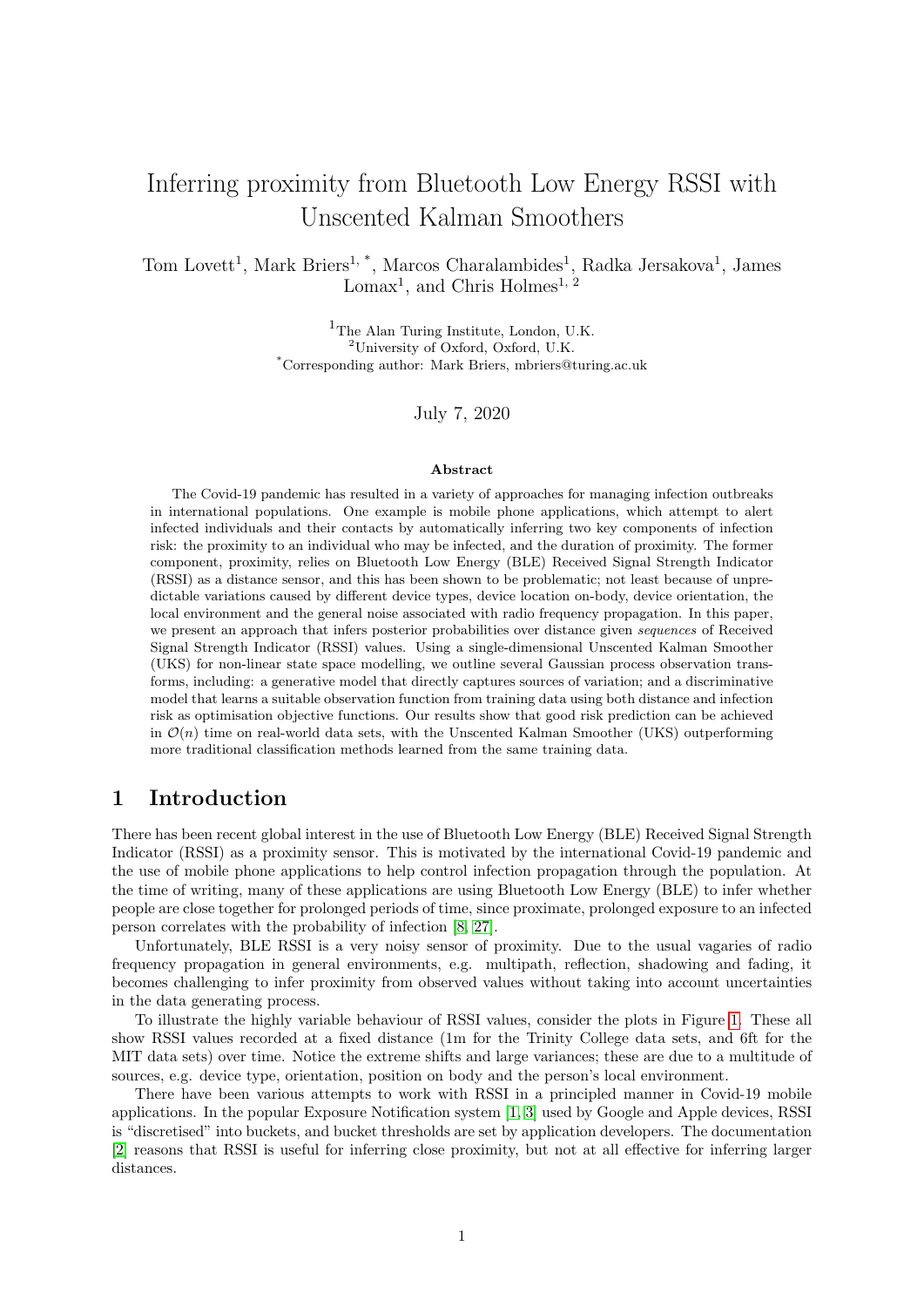# Inferring proximity from Bluetooth Low Energy RSSI with Unscented Kalman Smoothers

Tom Lovett[1], Mark Briers[1, *], Marcos Charalambides[1], Radka Jersakova[1], James Lomax[1], and Chris Holmes[1, 2]

[1]The Alan Turing Institute, London, U.K.
[2]University of Oxford, Oxford, U.K.
[*]Corresponding author: Mark Briers, mbriers@turing.ac.uk

July 7, 2020

### Abstract

The Covid-19 pandemic has resulted in a variety of approaches for managing infection outbreaks in international populations. One example is mobile phone applications, which attempt to alert infected individuals and their contacts by automatically inferring two key components of infection risk: the proximity to an individual who may be infected, and the duration of proximity. The former component, proximity, relies on Bluetooth Low Energy (BLE) Received Signal Strength Indicator (RSSI) as a distance sensor, and this has been shown to be problematic; not least because of unpredictable variations caused by different device types, device location on-body, device orientation, the local environment and the general noise associated with radio frequency propagation. In this paper, we present an approach that infers posterior probabilities over distance given *sequences* of Received Signal Strength Indicator (RSSI) values. Using a single-dimensional Unscented Kalman Smoother (UKS) for non-linear state space modelling, we outline several Gaussian process observation transforms, including: a generative model that directly captures sources of variation; and a discriminative model that learns a suitable observation function from training data using both distance and infection risk as optimisation objective functions. Our results show that good risk prediction can be achieved in $\mathcal{O}(n)$ time on real-world data sets, with the Unscented Kalman Smoother (UKS) outperforming more traditional classification methods learned from the same training data.

## 1 Introduction

There has been recent global interest in the use of Bluetooth Low Energy (BLE) Received Signal Strength Indicator (RSSI) as a proximity sensor. This is motivated by the international Covid-19 pandemic and the use of mobile phone applications to help control infection propagation through the population. At the time of writing, many of these applications are using Bluetooth Low Energy (BLE) to infer whether people are close together for prolonged periods of time, since proximate, prolonged exposure to an infected person correlates with the probability of infection [8, 27].

Unfortunately, BLE RSSI is a very noisy sensor of proximity. Due to the usual vagaries of radio frequency propagation in general environments, e.g. multipath, reflection, shadowing and fading, it becomes challenging to infer proximity from observed values without taking into account uncertainties in the data generating process.

To illustrate the highly variable behaviour of RSSI values, consider the plots in Figure 1. These all show RSSI values recorded at a fixed distance (1m for the Trinity College data sets, and 6ft for the MIT data sets) over time. Notice the extreme shifts and large variances; these are due to a multitude of sources, e.g. device type, orientation, position on body and the person's local environment.

There have been various attempts to work with RSSI in a principled manner in Covid-19 mobile applications. In the popular Exposure Notification system [1, 3] used by Google and Apple devices, RSSI is "discretised" into buckets, and bucket thresholds are set by application developers. The documentation [2] reasons that RSSI is useful for inferring close proximity, but not at all effective for inferring larger distances.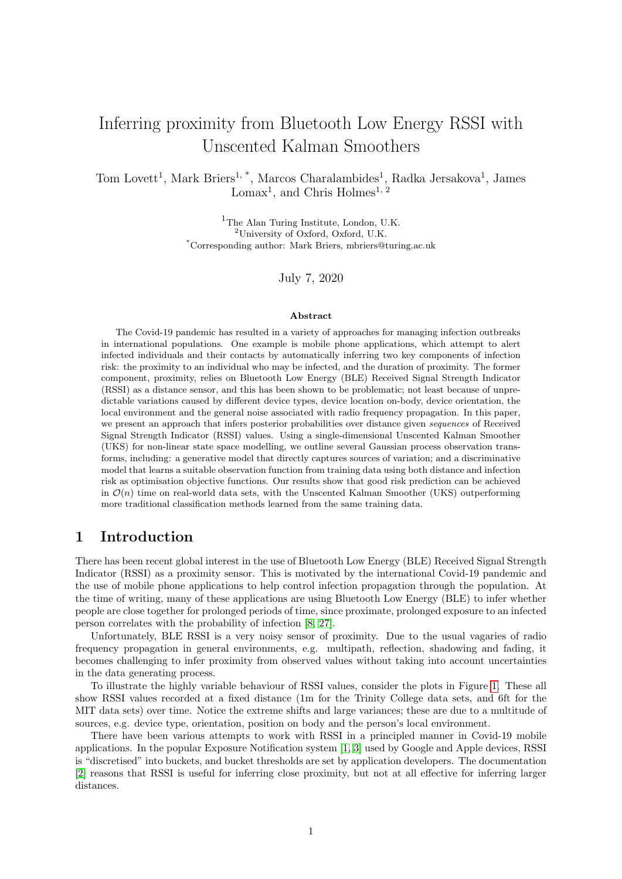# Inferring proximity from Bluetooth Low Energy RSSI with Unscented Kalman Smoothers

Tom Lovett[1], Mark Briers[1, *], Marcos Charalambides[1], Radka Jersakova[1], James Lomax[1], and Chris Holmes[1, 2]

[1]The Alan Turing Institute, London, U.K.
[2]University of Oxford, Oxford, U.K.
[*]Corresponding author: Mark Briers, mbriers@turing.ac.uk

July 7, 2020

### Abstract

The Covid-19 pandemic has resulted in a variety of approaches for managing infection outbreaks in international populations. One example is mobile phone applications, which attempt to alert infected individuals and their contacts by automatically inferring two key components of infection risk: the proximity to an individual who may be infected, and the duration of proximity. The former component, proximity, relies on Bluetooth Low Energy (BLE) Received Signal Strength Indicator (RSSI) as a distance sensor, and this has been shown to be problematic; not least because of unpredictable variations caused by different device types, device location on-body, device orientation, the local environment and the general noise associated with radio frequency propagation. In this paper, we present an approach that infers posterior probabilities over distance given *sequences* of Received Signal Strength Indicator (RSSI) values. Using a single-dimensional Unscented Kalman Smoother (UKS) for non-linear state space modelling, we outline several Gaussian process observation transforms, including: a generative model that directly captures sources of variation; and a discriminative model that learns a suitable observation function from training data using both distance and infection risk as optimisation objective functions. Our results show that good risk prediction can be achieved in $\mathcal{O}(n)$ time on real-world data sets, with the Unscented Kalman Smoother (UKS) outperforming more traditional classification methods learned from the same training data.

## 1 Introduction

There has been recent global interest in the use of Bluetooth Low Energy (BLE) Received Signal Strength Indicator (RSSI) as a proximity sensor. This is motivated by the international Covid-19 pandemic and the use of mobile phone applications to help control infection propagation through the population. At the time of writing, many of these applications are using Bluetooth Low Energy (BLE) to infer whether people are close together for prolonged periods of time, since proximate, prolonged exposure to an infected person correlates with the probability of infection [8, 27].

Unfortunately, BLE RSSI is a very noisy sensor of proximity. Due to the usual vagaries of radio frequency propagation in general environments, e.g. multipath, reflection, shadowing and fading, it becomes challenging to infer proximity from observed values without taking into account uncertainties in the data generating process.

To illustrate the highly variable behaviour of RSSI values, consider the plots in Figure 1. These all show RSSI values recorded at a fixed distance (1m for the Trinity College data sets, and 6ft for the MIT data sets) over time. Notice the extreme shifts and large variances; these are due to a multitude of sources, e.g. device type, orientation, position on body and the person's local environment.

There have been various attempts to work with RSSI in a principled manner in Covid-19 mobile applications. In the popular Exposure Notification system [1, 3] used by Google and Apple devices, RSSI is "discretised" into buckets, and bucket thresholds are set by application developers. The documentation [2] reasons that RSSI is useful for inferring close proximity, but not at all effective for inferring larger distances.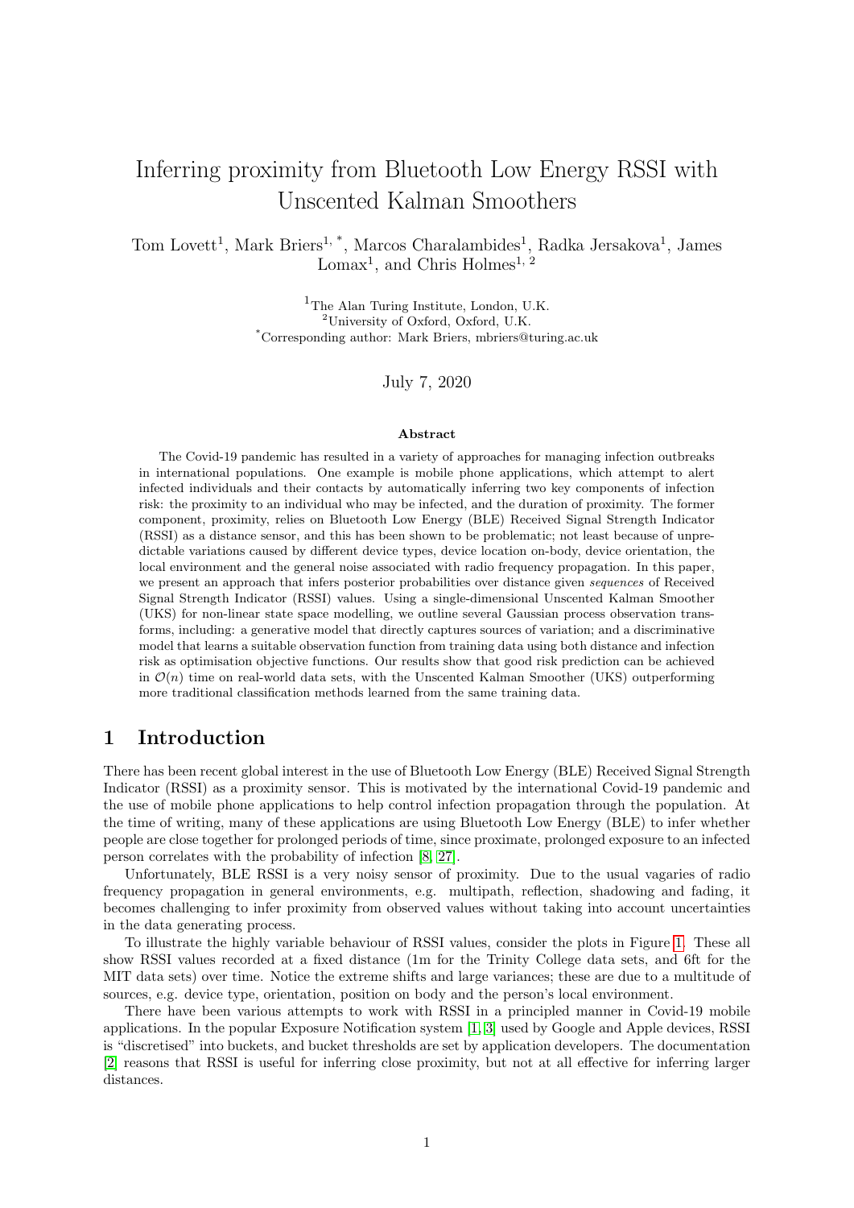# Inferring proximity from Bluetooth Low Energy RSSI with Unscented Kalman Smoothers

Tom Lovett[1], Mark Briers[1, *], Marcos Charalambides[1], Radka Jersakova[1], James Lomax[1], and Chris Holmes[1, 2]

[1]The Alan Turing Institute, London, U.K.
[2]University of Oxford, Oxford, U.K.
[*]Corresponding author: Mark Briers, mbriers@turing.ac.uk

July 7, 2020

### Abstract

The Covid-19 pandemic has resulted in a variety of approaches for managing infection outbreaks in international populations. One example is mobile phone applications, which attempt to alert infected individuals and their contacts by automatically inferring two key components of infection risk: the proximity to an individual who may be infected, and the duration of proximity. The former component, proximity, relies on Bluetooth Low Energy (BLE) Received Signal Strength Indicator (RSSI) as a distance sensor, and this has been shown to be problematic; not least because of unpredictable variations caused by different device types, device location on-body, device orientation, the local environment and the general noise associated with radio frequency propagation. In this paper, we present an approach that infers posterior probabilities over distance given *sequences* of Received Signal Strength Indicator (RSSI) values. Using a single-dimensional Unscented Kalman Smoother (UKS) for non-linear state space modelling, we outline several Gaussian process observation transforms, including: a generative model that directly captures sources of variation; and a discriminative model that learns a suitable observation function from training data using both distance and infection risk as optimisation objective functions. Our results show that good risk prediction can be achieved in $\mathcal{O}(n)$ time on real-world data sets, with the Unscented Kalman Smoother (UKS) outperforming more traditional classification methods learned from the same training data.

## 1 Introduction

There has been recent global interest in the use of Bluetooth Low Energy (BLE) Received Signal Strength Indicator (RSSI) as a proximity sensor. This is motivated by the international Covid-19 pandemic and the use of mobile phone applications to help control infection propagation through the population. At the time of writing, many of these applications are using Bluetooth Low Energy (BLE) to infer whether people are close together for prolonged periods of time, since proximate, prolonged exposure to an infected person correlates with the probability of infection [8, 27].

Unfortunately, BLE RSSI is a very noisy sensor of proximity. Due to the usual vagaries of radio frequency propagation in general environments, e.g. multipath, reflection, shadowing and fading, it becomes challenging to infer proximity from observed values without taking into account uncertainties in the data generating process.

To illustrate the highly variable behaviour of RSSI values, consider the plots in Figure 1. These all show RSSI values recorded at a fixed distance (1m for the Trinity College data sets, and 6ft for the MIT data sets) over time. Notice the extreme shifts and large variances; these are due to a multitude of sources, e.g. device type, orientation, position on body and the person's local environment.

There have been various attempts to work with RSSI in a principled manner in Covid-19 mobile applications. In the popular Exposure Notification system [1, 3] used by Google and Apple devices, RSSI is "discretised" into buckets, and bucket thresholds are set by application developers. The documentation [2] reasons that RSSI is useful for inferring close proximity, but not at all effective for inferring larger distances.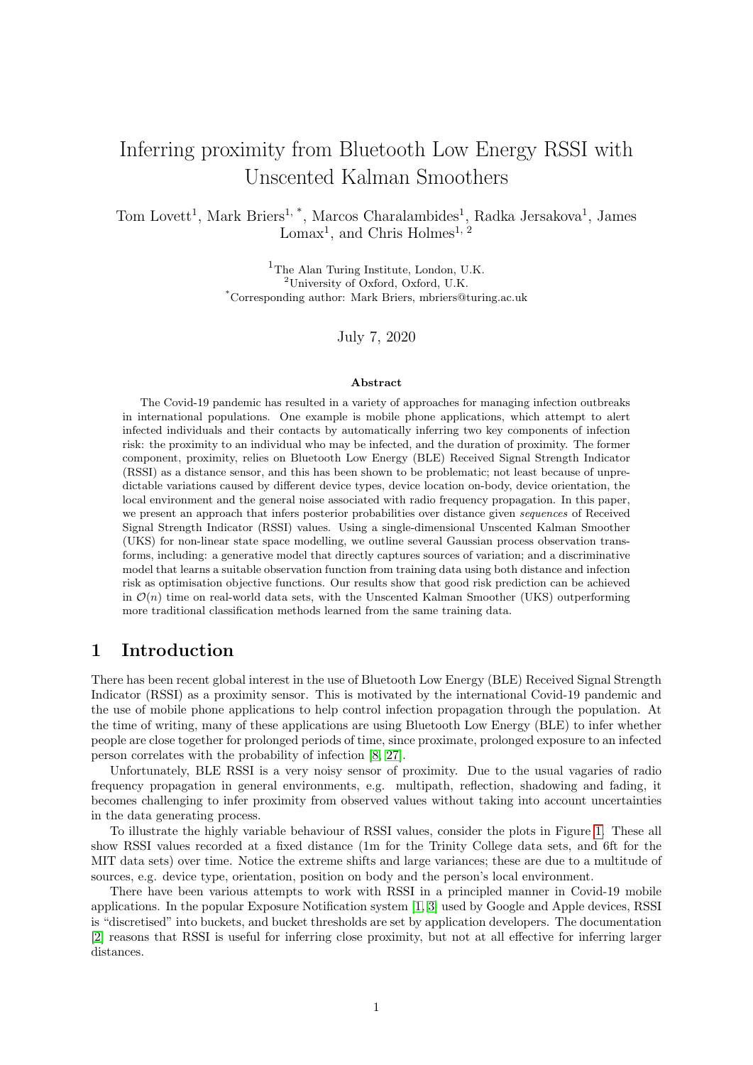# Inferring proximity from Bluetooth Low Energy RSSI with Unscented Kalman Smoothers

Tom Lovett[1], Mark Briers[1, *], Marcos Charalambides[1], Radka Jersakova[1], James Lomax[1], and Chris Holmes[1, 2]

[1]The Alan Turing Institute, London, U.K.
[2]University of Oxford, Oxford, U.K.
[*]Corresponding author: Mark Briers, mbriers@turing.ac.uk

July 7, 2020

### Abstract

The Covid-19 pandemic has resulted in a variety of approaches for managing infection outbreaks in international populations. One example is mobile phone applications, which attempt to alert infected individuals and their contacts by automatically inferring two key components of infection risk: the proximity to an individual who may be infected, and the duration of proximity. The former component, proximity, relies on Bluetooth Low Energy (BLE) Received Signal Strength Indicator (RSSI) as a distance sensor, and this has been shown to be problematic; not least because of unpredictable variations caused by different device types, device location on-body, device orientation, the local environment and the general noise associated with radio frequency propagation. In this paper, we present an approach that infers posterior probabilities over distance given *sequences* of Received Signal Strength Indicator (RSSI) values. Using a single-dimensional Unscented Kalman Smoother (UKS) for non-linear state space modelling, we outline several Gaussian process observation transforms, including: a generative model that directly captures sources of variation; and a discriminative model that learns a suitable observation function from training data using both distance and infection risk as optimisation objective functions. Our results show that good risk prediction can be achieved in $\mathcal{O}(n)$ time on real-world data sets, with the Unscented Kalman Smoother (UKS) outperforming more traditional classification methods learned from the same training data.

## 1 Introduction

There has been recent global interest in the use of Bluetooth Low Energy (BLE) Received Signal Strength Indicator (RSSI) as a proximity sensor. This is motivated by the international Covid-19 pandemic and the use of mobile phone applications to help control infection propagation through the population. At the time of writing, many of these applications are using Bluetooth Low Energy (BLE) to infer whether people are close together for prolonged periods of time, since proximate, prolonged exposure to an infected person correlates with the probability of infection [8, 27].

Unfortunately, BLE RSSI is a very noisy sensor of proximity. Due to the usual vagaries of radio frequency propagation in general environments, e.g. multipath, reflection, shadowing and fading, it becomes challenging to infer proximity from observed values without taking into account uncertainties in the data generating process.

To illustrate the highly variable behaviour of RSSI values, consider the plots in Figure 1. These all show RSSI values recorded at a fixed distance (1m for the Trinity College data sets, and 6ft for the MIT data sets) over time. Notice the extreme shifts and large variances; these are due to a multitude of sources, e.g. device type, orientation, position on body and the person's local environment.

There have been various attempts to work with RSSI in a principled manner in Covid-19 mobile applications. In the popular Exposure Notification system [1, 3] used by Google and Apple devices, RSSI is "discretised" into buckets, and bucket thresholds are set by application developers. The documentation [2] reasons that RSSI is useful for inferring close proximity, but not at all effective for inferring larger distances.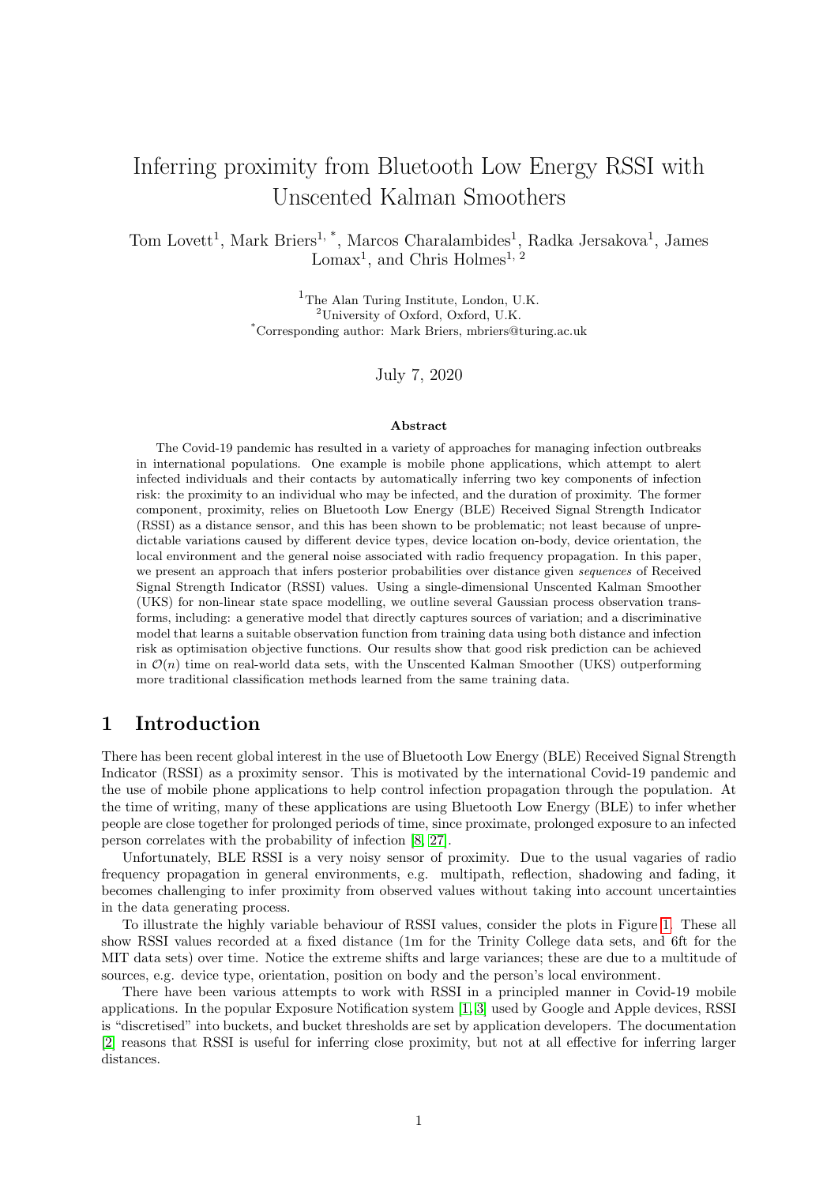# Inferring proximity from Bluetooth Low Energy RSSI with Unscented Kalman Smoothers

Tom Lovett[1], Mark Briers[1, *], Marcos Charalambides[1], Radka Jersakova[1], James Lomax[1], and Chris Holmes[1, 2]

[1]The Alan Turing Institute, London, U.K.
[2]University of Oxford, Oxford, U.K.
[*]Corresponding author: Mark Briers, mbriers@turing.ac.uk

July 7, 2020

### Abstract

The Covid-19 pandemic has resulted in a variety of approaches for managing infection outbreaks in international populations. One example is mobile phone applications, which attempt to alert infected individuals and their contacts by automatically inferring two key components of infection risk: the proximity to an individual who may be infected, and the duration of proximity. The former component, proximity, relies on Bluetooth Low Energy (BLE) Received Signal Strength Indicator (RSSI) as a distance sensor, and this has been shown to be problematic; not least because of unpredictable variations caused by different device types, device location on-body, device orientation, the local environment and the general noise associated with radio frequency propagation. In this paper, we present an approach that infers posterior probabilities over distance given *sequences* of Received Signal Strength Indicator (RSSI) values. Using a single-dimensional Unscented Kalman Smoother (UKS) for non-linear state space modelling, we outline several Gaussian process observation transforms, including: a generative model that directly captures sources of variation; and a discriminative model that learns a suitable observation function from training data using both distance and infection risk as optimisation objective functions. Our results show that good risk prediction can be achieved in $\mathcal{O}(n)$ time on real-world data sets, with the Unscented Kalman Smoother (UKS) outperforming more traditional classification methods learned from the same training data.

## 1 Introduction

There has been recent global interest in the use of Bluetooth Low Energy (BLE) Received Signal Strength Indicator (RSSI) as a proximity sensor. This is motivated by the international Covid-19 pandemic and the use of mobile phone applications to help control infection propagation through the population. At the time of writing, many of these applications are using Bluetooth Low Energy (BLE) to infer whether people are close together for prolonged periods of time, since proximate, prolonged exposure to an infected person correlates with the probability of infection [8, 27].

Unfortunately, BLE RSSI is a very noisy sensor of proximity. Due to the usual vagaries of radio frequency propagation in general environments, e.g. multipath, reflection, shadowing and fading, it becomes challenging to infer proximity from observed values without taking into account uncertainties in the data generating process.

To illustrate the highly variable behaviour of RSSI values, consider the plots in Figure 1. These all show RSSI values recorded at a fixed distance (1m for the Trinity College data sets, and 6ft for the MIT data sets) over time. Notice the extreme shifts and large variances; these are due to a multitude of sources, e.g. device type, orientation, position on body and the person's local environment.

There have been various attempts to work with RSSI in a principled manner in Covid-19 mobile applications. In the popular Exposure Notification system [1, 3] used by Google and Apple devices, RSSI is "discretised" into buckets, and bucket thresholds are set by application developers. The documentation [2] reasons that RSSI is useful for inferring close proximity, but not at all effective for inferring larger distances.